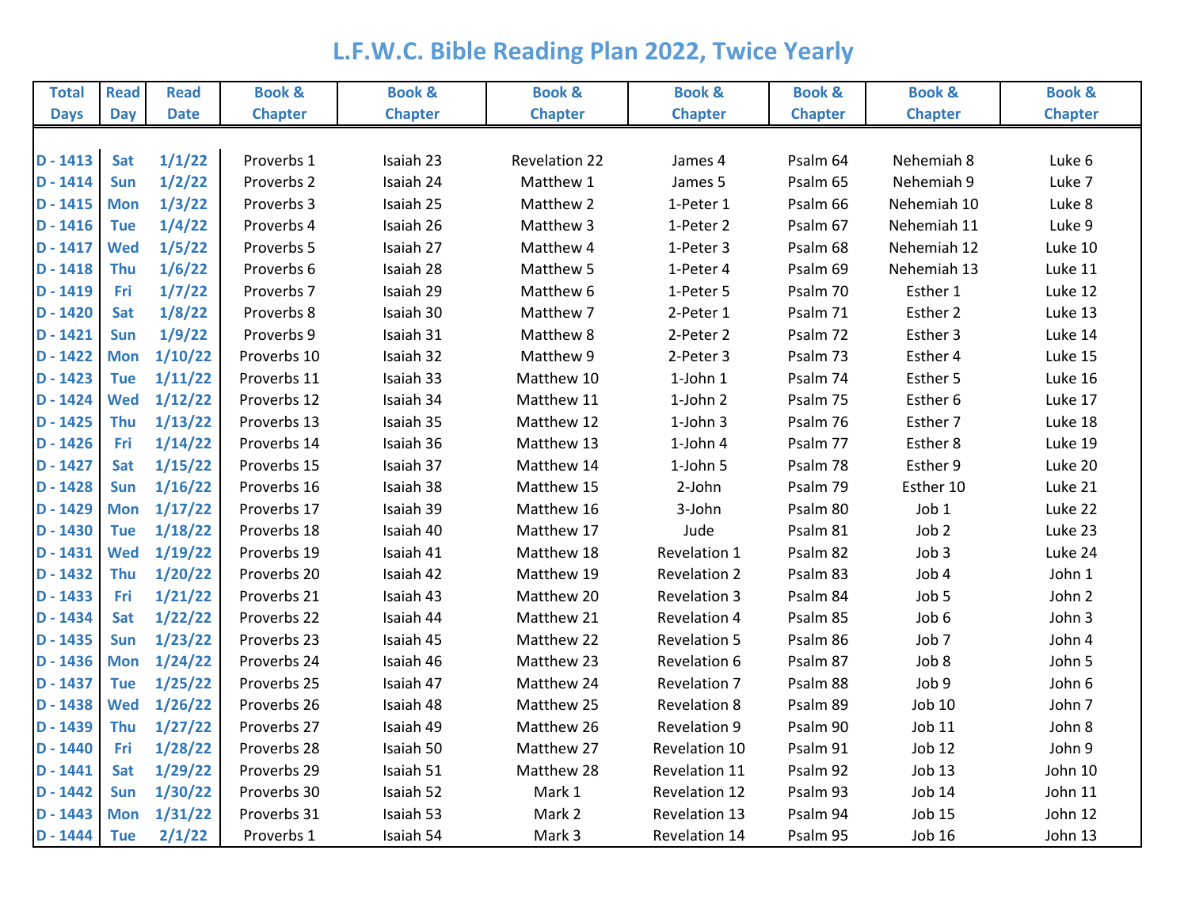# L.F.W.C. Bible Reading Plan 2022, Twice Yearly

| Total Days | Read Day | Read Date | Book & Chapter | Book & Chapter | Book & Chapter | Book & Chapter | Book & Chapter | Book & Chapter | Book & Chapter |
|---|---|---|---|---|---|---|---|---|---|
| D - 1413 | Sat | 1/1/22 | Proverbs 1 | Isaiah 23 | Revelation 22 | James 4 | Psalm 64 | Nehemiah 8 | Luke 6 |
| D - 1414 | Sun | 1/2/22 | Proverbs 2 | Isaiah 24 | Matthew 1 | James 5 | Psalm 65 | Nehemiah 9 | Luke 7 |
| D - 1415 | Mon | 1/3/22 | Proverbs 3 | Isaiah 25 | Matthew 2 | 1-Peter 1 | Psalm 66 | Nehemiah 10 | Luke 8 |
| D - 1416 | Tue | 1/4/22 | Proverbs 4 | Isaiah 26 | Matthew 3 | 1-Peter 2 | Psalm 67 | Nehemiah 11 | Luke 9 |
| D - 1417 | Wed | 1/5/22 | Proverbs 5 | Isaiah 27 | Matthew 4 | 1-Peter 3 | Psalm 68 | Nehemiah 12 | Luke 10 |
| D - 1418 | Thu | 1/6/22 | Proverbs 6 | Isaiah 28 | Matthew 5 | 1-Peter 4 | Psalm 69 | Nehemiah 13 | Luke 11 |
| D - 1419 | Fri | 1/7/22 | Proverbs 7 | Isaiah 29 | Matthew 6 | 1-Peter 5 | Psalm 70 | Esther 1 | Luke 12 |
| D - 1420 | Sat | 1/8/22 | Proverbs 8 | Isaiah 30 | Matthew 7 | 2-Peter 1 | Psalm 71 | Esther 2 | Luke 13 |
| D - 1421 | Sun | 1/9/22 | Proverbs 9 | Isaiah 31 | Matthew 8 | 2-Peter 2 | Psalm 72 | Esther 3 | Luke 14 |
| D - 1422 | Mon | 1/10/22 | Proverbs 10 | Isaiah 32 | Matthew 9 | 2-Peter 3 | Psalm 73 | Esther 4 | Luke 15 |
| D - 1423 | Tue | 1/11/22 | Proverbs 11 | Isaiah 33 | Matthew 10 | 1-John 1 | Psalm 74 | Esther 5 | Luke 16 |
| D - 1424 | Wed | 1/12/22 | Proverbs 12 | Isaiah 34 | Matthew 11 | 1-John 2 | Psalm 75 | Esther 6 | Luke 17 |
| D - 1425 | Thu | 1/13/22 | Proverbs 13 | Isaiah 35 | Matthew 12 | 1-John 3 | Psalm 76 | Esther 7 | Luke 18 |
| D - 1426 | Fri | 1/14/22 | Proverbs 14 | Isaiah 36 | Matthew 13 | 1-John 4 | Psalm 77 | Esther 8 | Luke 19 |
| D - 1427 | Sat | 1/15/22 | Proverbs 15 | Isaiah 37 | Matthew 14 | 1-John 5 | Psalm 78 | Esther 9 | Luke 20 |
| D - 1428 | Sun | 1/16/22 | Proverbs 16 | Isaiah 38 | Matthew 15 | 2-John | Psalm 79 | Esther 10 | Luke 21 |
| D - 1429 | Mon | 1/17/22 | Proverbs 17 | Isaiah 39 | Matthew 16 | 3-John | Psalm 80 | Job 1 | Luke 22 |
| D - 1430 | Tue | 1/18/22 | Proverbs 18 | Isaiah 40 | Matthew 17 | Jude | Psalm 81 | Job 2 | Luke 23 |
| D - 1431 | Wed | 1/19/22 | Proverbs 19 | Isaiah 41 | Matthew 18 | Revelation 1 | Psalm 82 | Job 3 | Luke 24 |
| D - 1432 | Thu | 1/20/22 | Proverbs 20 | Isaiah 42 | Matthew 19 | Revelation 2 | Psalm 83 | Job 4 | John 1 |
| D - 1433 | Fri | 1/21/22 | Proverbs 21 | Isaiah 43 | Matthew 20 | Revelation 3 | Psalm 84 | Job 5 | John 2 |
| D - 1434 | Sat | 1/22/22 | Proverbs 22 | Isaiah 44 | Matthew 21 | Revelation 4 | Psalm 85 | Job 6 | John 3 |
| D - 1435 | Sun | 1/23/22 | Proverbs 23 | Isaiah 45 | Matthew 22 | Revelation 5 | Psalm 86 | Job 7 | John 4 |
| D - 1436 | Mon | 1/24/22 | Proverbs 24 | Isaiah 46 | Matthew 23 | Revelation 6 | Psalm 87 | Job 8 | John 5 |
| D - 1437 | Tue | 1/25/22 | Proverbs 25 | Isaiah 47 | Matthew 24 | Revelation 7 | Psalm 88 | Job 9 | John 6 |
| D - 1438 | Wed | 1/26/22 | Proverbs 26 | Isaiah 48 | Matthew 25 | Revelation 8 | Psalm 89 | Job 10 | John 7 |
| D - 1439 | Thu | 1/27/22 | Proverbs 27 | Isaiah 49 | Matthew 26 | Revelation 9 | Psalm 90 | Job 11 | John 8 |
| D - 1440 | Fri | 1/28/22 | Proverbs 28 | Isaiah 50 | Matthew 27 | Revelation 10 | Psalm 91 | Job 12 | John 9 |
| D - 1441 | Sat | 1/29/22 | Proverbs 29 | Isaiah 51 | Matthew 28 | Revelation 11 | Psalm 92 | Job 13 | John 10 |
| D - 1442 | Sun | 1/30/22 | Proverbs 30 | Isaiah 52 | Mark 1 | Revelation 12 | Psalm 93 | Job 14 | John 11 |
| D - 1443 | Mon | 1/31/22 | Proverbs 31 | Isaiah 53 | Mark 2 | Revelation 13 | Psalm 94 | Job 15 | John 12 |
| D - 1444 | Tue | 2/1/22 | Proverbs 1 | Isaiah 54 | Mark 3 | Revelation 14 | Psalm 95 | Job 16 | John 13 |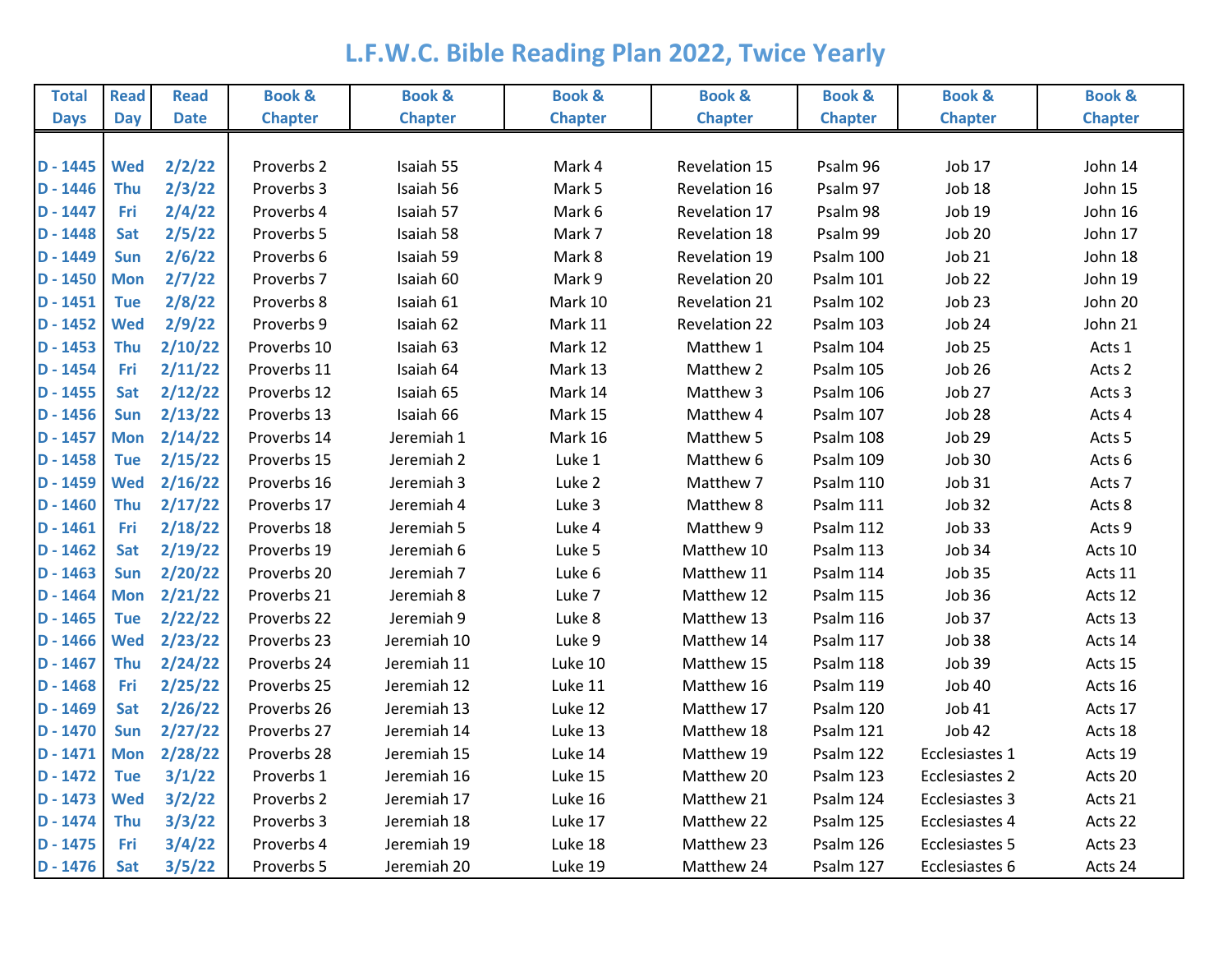# L.F.W.C. Bible Reading Plan 2022, Twice Yearly

| Total Days | Read Day | Read Date | Book & Chapter | Book & Chapter | Book & Chapter | Book & Chapter | Book & Chapter | Book & Chapter | Book & Chapter |
|---|---|---|---|---|---|---|---|---|---|
| D - 1445 | Wed | 2/2/22 | Proverbs 2 | Isaiah 55 | Mark 4 | Revelation 15 | Psalm 96 | Job 17 | John 14 |
| D - 1446 | Thu | 2/3/22 | Proverbs 3 | Isaiah 56 | Mark 5 | Revelation 16 | Psalm 97 | Job 18 | John 15 |
| D - 1447 | Fri | 2/4/22 | Proverbs 4 | Isaiah 57 | Mark 6 | Revelation 17 | Psalm 98 | Job 19 | John 16 |
| D - 1448 | Sat | 2/5/22 | Proverbs 5 | Isaiah 58 | Mark 7 | Revelation 18 | Psalm 99 | Job 20 | John 17 |
| D - 1449 | Sun | 2/6/22 | Proverbs 6 | Isaiah 59 | Mark 8 | Revelation 19 | Psalm 100 | Job 21 | John 18 |
| D - 1450 | Mon | 2/7/22 | Proverbs 7 | Isaiah 60 | Mark 9 | Revelation 20 | Psalm 101 | Job 22 | John 19 |
| D - 1451 | Tue | 2/8/22 | Proverbs 8 | Isaiah 61 | Mark 10 | Revelation 21 | Psalm 102 | Job 23 | John 20 |
| D - 1452 | Wed | 2/9/22 | Proverbs 9 | Isaiah 62 | Mark 11 | Revelation 22 | Psalm 103 | Job 24 | John 21 |
| D - 1453 | Thu | 2/10/22 | Proverbs 10 | Isaiah 63 | Mark 12 | Matthew 1 | Psalm 104 | Job 25 | Acts 1 |
| D - 1454 | Fri | 2/11/22 | Proverbs 11 | Isaiah 64 | Mark 13 | Matthew 2 | Psalm 105 | Job 26 | Acts 2 |
| D - 1455 | Sat | 2/12/22 | Proverbs 12 | Isaiah 65 | Mark 14 | Matthew 3 | Psalm 106 | Job 27 | Acts 3 |
| D - 1456 | Sun | 2/13/22 | Proverbs 13 | Isaiah 66 | Mark 15 | Matthew 4 | Psalm 107 | Job 28 | Acts 4 |
| D - 1457 | Mon | 2/14/22 | Proverbs 14 | Jeremiah 1 | Mark 16 | Matthew 5 | Psalm 108 | Job 29 | Acts 5 |
| D - 1458 | Tue | 2/15/22 | Proverbs 15 | Jeremiah 2 | Luke 1 | Matthew 6 | Psalm 109 | Job 30 | Acts 6 |
| D - 1459 | Wed | 2/16/22 | Proverbs 16 | Jeremiah 3 | Luke 2 | Matthew 7 | Psalm 110 | Job 31 | Acts 7 |
| D - 1460 | Thu | 2/17/22 | Proverbs 17 | Jeremiah 4 | Luke 3 | Matthew 8 | Psalm 111 | Job 32 | Acts 8 |
| D - 1461 | Fri | 2/18/22 | Proverbs 18 | Jeremiah 5 | Luke 4 | Matthew 9 | Psalm 112 | Job 33 | Acts 9 |
| D - 1462 | Sat | 2/19/22 | Proverbs 19 | Jeremiah 6 | Luke 5 | Matthew 10 | Psalm 113 | Job 34 | Acts 10 |
| D - 1463 | Sun | 2/20/22 | Proverbs 20 | Jeremiah 7 | Luke 6 | Matthew 11 | Psalm 114 | Job 35 | Acts 11 |
| D - 1464 | Mon | 2/21/22 | Proverbs 21 | Jeremiah 8 | Luke 7 | Matthew 12 | Psalm 115 | Job 36 | Acts 12 |
| D - 1465 | Tue | 2/22/22 | Proverbs 22 | Jeremiah 9 | Luke 8 | Matthew 13 | Psalm 116 | Job 37 | Acts 13 |
| D - 1466 | Wed | 2/23/22 | Proverbs 23 | Jeremiah 10 | Luke 9 | Matthew 14 | Psalm 117 | Job 38 | Acts 14 |
| D - 1467 | Thu | 2/24/22 | Proverbs 24 | Jeremiah 11 | Luke 10 | Matthew 15 | Psalm 118 | Job 39 | Acts 15 |
| D - 1468 | Fri | 2/25/22 | Proverbs 25 | Jeremiah 12 | Luke 11 | Matthew 16 | Psalm 119 | Job 40 | Acts 16 |
| D - 1469 | Sat | 2/26/22 | Proverbs 26 | Jeremiah 13 | Luke 12 | Matthew 17 | Psalm 120 | Job 41 | Acts 17 |
| D - 1470 | Sun | 2/27/22 | Proverbs 27 | Jeremiah 14 | Luke 13 | Matthew 18 | Psalm 121 | Job 42 | Acts 18 |
| D - 1471 | Mon | 2/28/22 | Proverbs 28 | Jeremiah 15 | Luke 14 | Matthew 19 | Psalm 122 | Ecclesiastes 1 | Acts 19 |
| D - 1472 | Tue | 3/1/22 | Proverbs 1 | Jeremiah 16 | Luke 15 | Matthew 20 | Psalm 123 | Ecclesiastes 2 | Acts 20 |
| D - 1473 | Wed | 3/2/22 | Proverbs 2 | Jeremiah 17 | Luke 16 | Matthew 21 | Psalm 124 | Ecclesiastes 3 | Acts 21 |
| D - 1474 | Thu | 3/3/22 | Proverbs 3 | Jeremiah 18 | Luke 17 | Matthew 22 | Psalm 125 | Ecclesiastes 4 | Acts 22 |
| D - 1475 | Fri | 3/4/22 | Proverbs 4 | Jeremiah 19 | Luke 18 | Matthew 23 | Psalm 126 | Ecclesiastes 5 | Acts 23 |
| D - 1476 | Sat | 3/5/22 | Proverbs 5 | Jeremiah 20 | Luke 19 | Matthew 24 | Psalm 127 | Ecclesiastes 6 | Acts 24 |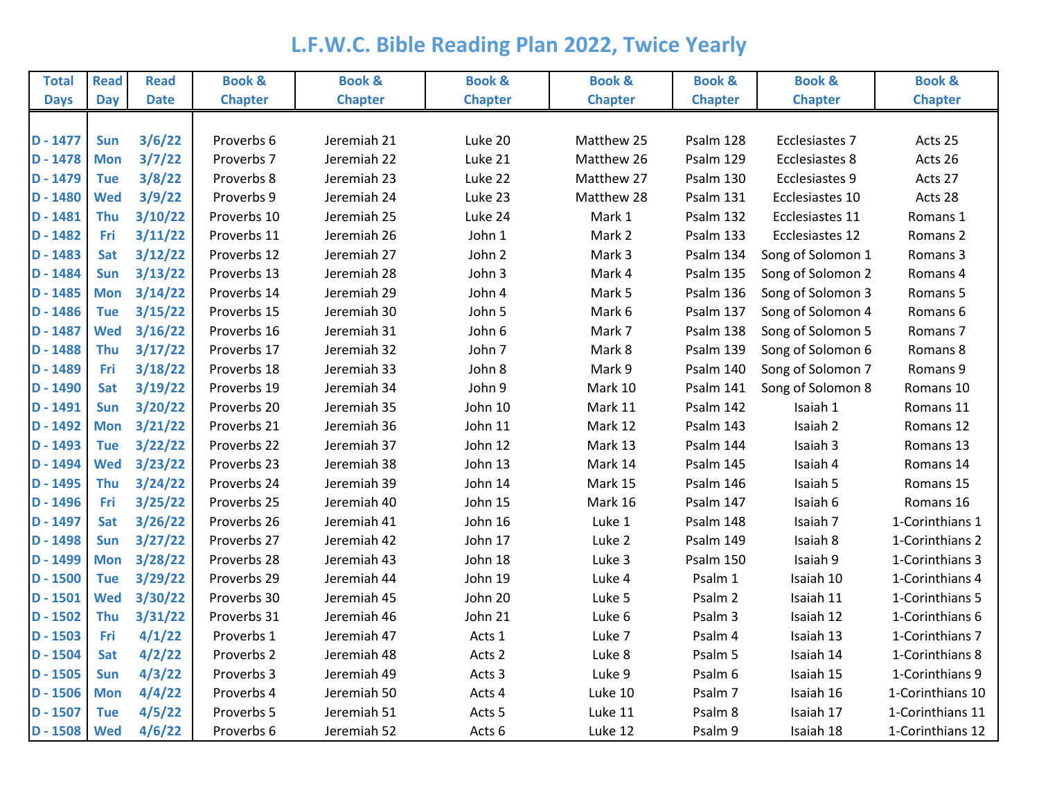# L.F.W.C. Bible Reading Plan 2022, Twice Yearly

| Total Days | Read Day | Read Date | Book & Chapter | Book & Chapter | Book & Chapter | Book & Chapter | Book & Chapter | Book & Chapter | Book & Chapter |
|---|---|---|---|---|---|---|---|---|---|
| D - 1477 | Sun | 3/6/22 | Proverbs 6 | Jeremiah 21 | Luke 20 | Matthew 25 | Psalm 128 | Ecclesiastes 7 | Acts 25 |
| D - 1478 | Mon | 3/7/22 | Proverbs 7 | Jeremiah 22 | Luke 21 | Matthew 26 | Psalm 129 | Ecclesiastes 8 | Acts 26 |
| D - 1479 | Tue | 3/8/22 | Proverbs 8 | Jeremiah 23 | Luke 22 | Matthew 27 | Psalm 130 | Ecclesiastes 9 | Acts 27 |
| D - 1480 | Wed | 3/9/22 | Proverbs 9 | Jeremiah 24 | Luke 23 | Matthew 28 | Psalm 131 | Ecclesiastes 10 | Acts 28 |
| D - 1481 | Thu | 3/10/22 | Proverbs 10 | Jeremiah 25 | Luke 24 | Mark 1 | Psalm 132 | Ecclesiastes 11 | Romans 1 |
| D - 1482 | Fri | 3/11/22 | Proverbs 11 | Jeremiah 26 | John 1 | Mark 2 | Psalm 133 | Ecclesiastes 12 | Romans 2 |
| D - 1483 | Sat | 3/12/22 | Proverbs 12 | Jeremiah 27 | John 2 | Mark 3 | Psalm 134 | Song of Solomon 1 | Romans 3 |
| D - 1484 | Sun | 3/13/22 | Proverbs 13 | Jeremiah 28 | John 3 | Mark 4 | Psalm 135 | Song of Solomon 2 | Romans 4 |
| D - 1485 | Mon | 3/14/22 | Proverbs 14 | Jeremiah 29 | John 4 | Mark 5 | Psalm 136 | Song of Solomon 3 | Romans 5 |
| D - 1486 | Tue | 3/15/22 | Proverbs 15 | Jeremiah 30 | John 5 | Mark 6 | Psalm 137 | Song of Solomon 4 | Romans 6 |
| D - 1487 | Wed | 3/16/22 | Proverbs 16 | Jeremiah 31 | John 6 | Mark 7 | Psalm 138 | Song of Solomon 5 | Romans 7 |
| D - 1488 | Thu | 3/17/22 | Proverbs 17 | Jeremiah 32 | John 7 | Mark 8 | Psalm 139 | Song of Solomon 6 | Romans 8 |
| D - 1489 | Fri | 3/18/22 | Proverbs 18 | Jeremiah 33 | John 8 | Mark 9 | Psalm 140 | Song of Solomon 7 | Romans 9 |
| D - 1490 | Sat | 3/19/22 | Proverbs 19 | Jeremiah 34 | John 9 | Mark 10 | Psalm 141 | Song of Solomon 8 | Romans 10 |
| D - 1491 | Sun | 3/20/22 | Proverbs 20 | Jeremiah 35 | John 10 | Mark 11 | Psalm 142 | Isaiah 1 | Romans 11 |
| D - 1492 | Mon | 3/21/22 | Proverbs 21 | Jeremiah 36 | John 11 | Mark 12 | Psalm 143 | Isaiah 2 | Romans 12 |
| D - 1493 | Tue | 3/22/22 | Proverbs 22 | Jeremiah 37 | John 12 | Mark 13 | Psalm 144 | Isaiah 3 | Romans 13 |
| D - 1494 | Wed | 3/23/22 | Proverbs 23 | Jeremiah 38 | John 13 | Mark 14 | Psalm 145 | Isaiah 4 | Romans 14 |
| D - 1495 | Thu | 3/24/22 | Proverbs 24 | Jeremiah 39 | John 14 | Mark 15 | Psalm 146 | Isaiah 5 | Romans 15 |
| D - 1496 | Fri | 3/25/22 | Proverbs 25 | Jeremiah 40 | John 15 | Mark 16 | Psalm 147 | Isaiah 6 | Romans 16 |
| D - 1497 | Sat | 3/26/22 | Proverbs 26 | Jeremiah 41 | John 16 | Luke 1 | Psalm 148 | Isaiah 7 | 1-Corinthians 1 |
| D - 1498 | Sun | 3/27/22 | Proverbs 27 | Jeremiah 42 | John 17 | Luke 2 | Psalm 149 | Isaiah 8 | 1-Corinthians 2 |
| D - 1499 | Mon | 3/28/22 | Proverbs 28 | Jeremiah 43 | John 18 | Luke 3 | Psalm 150 | Isaiah 9 | 1-Corinthians 3 |
| D - 1500 | Tue | 3/29/22 | Proverbs 29 | Jeremiah 44 | John 19 | Luke 4 | Psalm 1 | Isaiah 10 | 1-Corinthians 4 |
| D - 1501 | Wed | 3/30/22 | Proverbs 30 | Jeremiah 45 | John 20 | Luke 5 | Psalm 2 | Isaiah 11 | 1-Corinthians 5 |
| D - 1502 | Thu | 3/31/22 | Proverbs 31 | Jeremiah 46 | John 21 | Luke 6 | Psalm 3 | Isaiah 12 | 1-Corinthians 6 |
| D - 1503 | Fri | 4/1/22 | Proverbs 1 | Jeremiah 47 | Acts 1 | Luke 7 | Psalm 4 | Isaiah 13 | 1-Corinthians 7 |
| D - 1504 | Sat | 4/2/22 | Proverbs 2 | Jeremiah 48 | Acts 2 | Luke 8 | Psalm 5 | Isaiah 14 | 1-Corinthians 8 |
| D - 1505 | Sun | 4/3/22 | Proverbs 3 | Jeremiah 49 | Acts 3 | Luke 9 | Psalm 6 | Isaiah 15 | 1-Corinthians 9 |
| D - 1506 | Mon | 4/4/22 | Proverbs 4 | Jeremiah 50 | Acts 4 | Luke 10 | Psalm 7 | Isaiah 16 | 1-Corinthians 10 |
| D - 1507 | Tue | 4/5/22 | Proverbs 5 | Jeremiah 51 | Acts 5 | Luke 11 | Psalm 8 | Isaiah 17 | 1-Corinthians 11 |
| D - 1508 | Wed | 4/6/22 | Proverbs 6 | Jeremiah 52 | Acts 6 | Luke 12 | Psalm 9 | Isaiah 18 | 1-Corinthians 12 |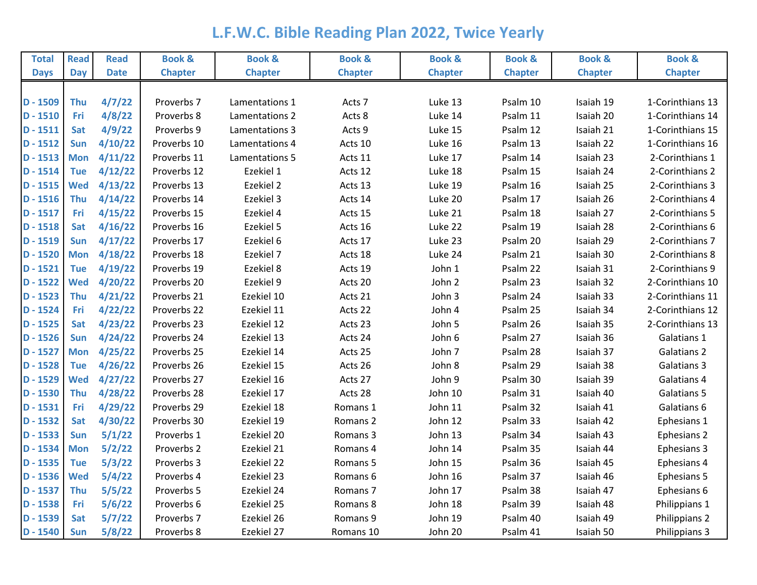# L.F.W.C. Bible Reading Plan 2022, Twice Yearly

| Total Days | Read Day | Read Date | Book & Chapter | Book & Chapter | Book & Chapter | Book & Chapter | Book & Chapter | Book & Chapter | Book & Chapter |
|---|---|---|---|---|---|---|---|---|---|
| D - 1509 | Thu | 4/7/22 | Proverbs 7 | Lamentations 1 | Acts 7 | Luke 13 | Psalm 10 | Isaiah 19 | 1-Corinthians 13 |
| D - 1510 | Fri | 4/8/22 | Proverbs 8 | Lamentations 2 | Acts 8 | Luke 14 | Psalm 11 | Isaiah 20 | 1-Corinthians 14 |
| D - 1511 | Sat | 4/9/22 | Proverbs 9 | Lamentations 3 | Acts 9 | Luke 15 | Psalm 12 | Isaiah 21 | 1-Corinthians 15 |
| D - 1512 | Sun | 4/10/22 | Proverbs 10 | Lamentations 4 | Acts 10 | Luke 16 | Psalm 13 | Isaiah 22 | 1-Corinthians 16 |
| D - 1513 | Mon | 4/11/22 | Proverbs 11 | Lamentations 5 | Acts 11 | Luke 17 | Psalm 14 | Isaiah 23 | 2-Corinthians 1 |
| D - 1514 | Tue | 4/12/22 | Proverbs 12 | Ezekiel 1 | Acts 12 | Luke 18 | Psalm 15 | Isaiah 24 | 2-Corinthians 2 |
| D - 1515 | Wed | 4/13/22 | Proverbs 13 | Ezekiel 2 | Acts 13 | Luke 19 | Psalm 16 | Isaiah 25 | 2-Corinthians 3 |
| D - 1516 | Thu | 4/14/22 | Proverbs 14 | Ezekiel 3 | Acts 14 | Luke 20 | Psalm 17 | Isaiah 26 | 2-Corinthians 4 |
| D - 1517 | Fri | 4/15/22 | Proverbs 15 | Ezekiel 4 | Acts 15 | Luke 21 | Psalm 18 | Isaiah 27 | 2-Corinthians 5 |
| D - 1518 | Sat | 4/16/22 | Proverbs 16 | Ezekiel 5 | Acts 16 | Luke 22 | Psalm 19 | Isaiah 28 | 2-Corinthians 6 |
| D - 1519 | Sun | 4/17/22 | Proverbs 17 | Ezekiel 6 | Acts 17 | Luke 23 | Psalm 20 | Isaiah 29 | 2-Corinthians 7 |
| D - 1520 | Mon | 4/18/22 | Proverbs 18 | Ezekiel 7 | Acts 18 | Luke 24 | Psalm 21 | Isaiah 30 | 2-Corinthians 8 |
| D - 1521 | Tue | 4/19/22 | Proverbs 19 | Ezekiel 8 | Acts 19 | John 1 | Psalm 22 | Isaiah 31 | 2-Corinthians 9 |
| D - 1522 | Wed | 4/20/22 | Proverbs 20 | Ezekiel 9 | Acts 20 | John 2 | Psalm 23 | Isaiah 32 | 2-Corinthians 10 |
| D - 1523 | Thu | 4/21/22 | Proverbs 21 | Ezekiel 10 | Acts 21 | John 3 | Psalm 24 | Isaiah 33 | 2-Corinthians 11 |
| D - 1524 | Fri | 4/22/22 | Proverbs 22 | Ezekiel 11 | Acts 22 | John 4 | Psalm 25 | Isaiah 34 | 2-Corinthians 12 |
| D - 1525 | Sat | 4/23/22 | Proverbs 23 | Ezekiel 12 | Acts 23 | John 5 | Psalm 26 | Isaiah 35 | 2-Corinthians 13 |
| D - 1526 | Sun | 4/24/22 | Proverbs 24 | Ezekiel 13 | Acts 24 | John 6 | Psalm 27 | Isaiah 36 | Galatians 1 |
| D - 1527 | Mon | 4/25/22 | Proverbs 25 | Ezekiel 14 | Acts 25 | John 7 | Psalm 28 | Isaiah 37 | Galatians 2 |
| D - 1528 | Tue | 4/26/22 | Proverbs 26 | Ezekiel 15 | Acts 26 | John 8 | Psalm 29 | Isaiah 38 | Galatians 3 |
| D - 1529 | Wed | 4/27/22 | Proverbs 27 | Ezekiel 16 | Acts 27 | John 9 | Psalm 30 | Isaiah 39 | Galatians 4 |
| D - 1530 | Thu | 4/28/22 | Proverbs 28 | Ezekiel 17 | Acts 28 | John 10 | Psalm 31 | Isaiah 40 | Galatians 5 |
| D - 1531 | Fri | 4/29/22 | Proverbs 29 | Ezekiel 18 | Romans 1 | John 11 | Psalm 32 | Isaiah 41 | Galatians 6 |
| D - 1532 | Sat | 4/30/22 | Proverbs 30 | Ezekiel 19 | Romans 2 | John 12 | Psalm 33 | Isaiah 42 | Ephesians 1 |
| D - 1533 | Sun | 5/1/22 | Proverbs 1 | Ezekiel 20 | Romans 3 | John 13 | Psalm 34 | Isaiah 43 | Ephesians 2 |
| D - 1534 | Mon | 5/2/22 | Proverbs 2 | Ezekiel 21 | Romans 4 | John 14 | Psalm 35 | Isaiah 44 | Ephesians 3 |
| D - 1535 | Tue | 5/3/22 | Proverbs 3 | Ezekiel 22 | Romans 5 | John 15 | Psalm 36 | Isaiah 45 | Ephesians 4 |
| D - 1536 | Wed | 5/4/22 | Proverbs 4 | Ezekiel 23 | Romans 6 | John 16 | Psalm 37 | Isaiah 46 | Ephesians 5 |
| D - 1537 | Thu | 5/5/22 | Proverbs 5 | Ezekiel 24 | Romans 7 | John 17 | Psalm 38 | Isaiah 47 | Ephesians 6 |
| D - 1538 | Fri | 5/6/22 | Proverbs 6 | Ezekiel 25 | Romans 8 | John 18 | Psalm 39 | Isaiah 48 | Philippians 1 |
| D - 1539 | Sat | 5/7/22 | Proverbs 7 | Ezekiel 26 | Romans 9 | John 19 | Psalm 40 | Isaiah 49 | Philippians 2 |
| D - 1540 | Sun | 5/8/22 | Proverbs 8 | Ezekiel 27 | Romans 10 | John 20 | Psalm 41 | Isaiah 50 | Philippians 3 |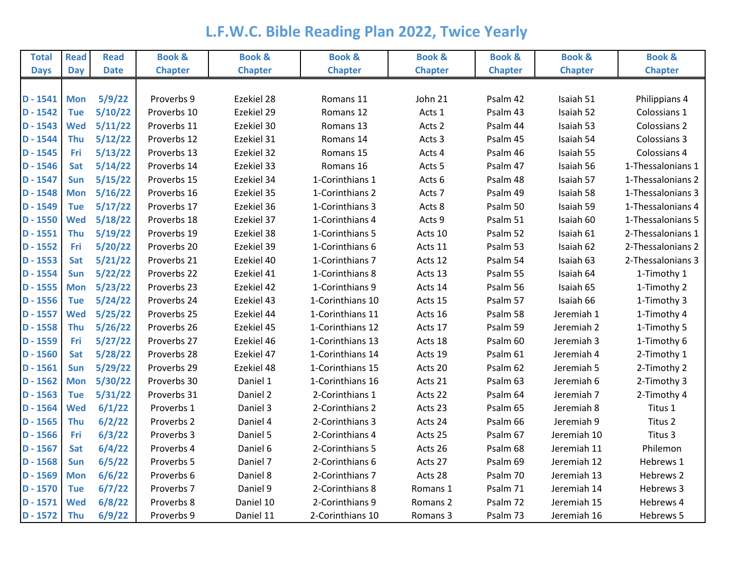# L.F.W.C. Bible Reading Plan 2022, Twice Yearly

| Total Days | Read Day | Read Date | Book & Chapter | Book & Chapter | Book & Chapter | Book & Chapter | Book & Chapter | Book & Chapter | Book & Chapter |
|---|---|---|---|---|---|---|---|---|---|
| D - 1541 | Mon | 5/9/22 | Proverbs 9 | Ezekiel 28 | Romans 11 | John 21 | Psalm 42 | Isaiah 51 | Philippians 4 |
| D - 1542 | Tue | 5/10/22 | Proverbs 10 | Ezekiel 29 | Romans 12 | Acts 1 | Psalm 43 | Isaiah 52 | Colossians 1 |
| D - 1543 | Wed | 5/11/22 | Proverbs 11 | Ezekiel 30 | Romans 13 | Acts 2 | Psalm 44 | Isaiah 53 | Colossians 2 |
| D - 1544 | Thu | 5/12/22 | Proverbs 12 | Ezekiel 31 | Romans 14 | Acts 3 | Psalm 45 | Isaiah 54 | Colossians 3 |
| D - 1545 | Fri | 5/13/22 | Proverbs 13 | Ezekiel 32 | Romans 15 | Acts 4 | Psalm 46 | Isaiah 55 | Colossians 4 |
| D - 1546 | Sat | 5/14/22 | Proverbs 14 | Ezekiel 33 | Romans 16 | Acts 5 | Psalm 47 | Isaiah 56 | 1-Thessalonians 1 |
| D - 1547 | Sun | 5/15/22 | Proverbs 15 | Ezekiel 34 | 1-Corinthians 1 | Acts 6 | Psalm 48 | Isaiah 57 | 1-Thessalonians 2 |
| D - 1548 | Mon | 5/16/22 | Proverbs 16 | Ezekiel 35 | 1-Corinthians 2 | Acts 7 | Psalm 49 | Isaiah 58 | 1-Thessalonians 3 |
| D - 1549 | Tue | 5/17/22 | Proverbs 17 | Ezekiel 36 | 1-Corinthians 3 | Acts 8 | Psalm 50 | Isaiah 59 | 1-Thessalonians 4 |
| D - 1550 | Wed | 5/18/22 | Proverbs 18 | Ezekiel 37 | 1-Corinthians 4 | Acts 9 | Psalm 51 | Isaiah 60 | 1-Thessalonians 5 |
| D - 1551 | Thu | 5/19/22 | Proverbs 19 | Ezekiel 38 | 1-Corinthians 5 | Acts 10 | Psalm 52 | Isaiah 61 | 2-Thessalonians 1 |
| D - 1552 | Fri | 5/20/22 | Proverbs 20 | Ezekiel 39 | 1-Corinthians 6 | Acts 11 | Psalm 53 | Isaiah 62 | 2-Thessalonians 2 |
| D - 1553 | Sat | 5/21/22 | Proverbs 21 | Ezekiel 40 | 1-Corinthians 7 | Acts 12 | Psalm 54 | Isaiah 63 | 2-Thessalonians 3 |
| D - 1554 | Sun | 5/22/22 | Proverbs 22 | Ezekiel 41 | 1-Corinthians 8 | Acts 13 | Psalm 55 | Isaiah 64 | 1-Timothy 1 |
| D - 1555 | Mon | 5/23/22 | Proverbs 23 | Ezekiel 42 | 1-Corinthians 9 | Acts 14 | Psalm 56 | Isaiah 65 | 1-Timothy 2 |
| D - 1556 | Tue | 5/24/22 | Proverbs 24 | Ezekiel 43 | 1-Corinthians 10 | Acts 15 | Psalm 57 | Isaiah 66 | 1-Timothy 3 |
| D - 1557 | Wed | 5/25/22 | Proverbs 25 | Ezekiel 44 | 1-Corinthians 11 | Acts 16 | Psalm 58 | Jeremiah 1 | 1-Timothy 4 |
| D - 1558 | Thu | 5/26/22 | Proverbs 26 | Ezekiel 45 | 1-Corinthians 12 | Acts 17 | Psalm 59 | Jeremiah 2 | 1-Timothy 5 |
| D - 1559 | Fri | 5/27/22 | Proverbs 27 | Ezekiel 46 | 1-Corinthians 13 | Acts 18 | Psalm 60 | Jeremiah 3 | 1-Timothy 6 |
| D - 1560 | Sat | 5/28/22 | Proverbs 28 | Ezekiel 47 | 1-Corinthians 14 | Acts 19 | Psalm 61 | Jeremiah 4 | 2-Timothy 1 |
| D - 1561 | Sun | 5/29/22 | Proverbs 29 | Ezekiel 48 | 1-Corinthians 15 | Acts 20 | Psalm 62 | Jeremiah 5 | 2-Timothy 2 |
| D - 1562 | Mon | 5/30/22 | Proverbs 30 | Daniel 1 | 1-Corinthians 16 | Acts 21 | Psalm 63 | Jeremiah 6 | 2-Timothy 3 |
| D - 1563 | Tue | 5/31/22 | Proverbs 31 | Daniel 2 | 2-Corinthians 1 | Acts 22 | Psalm 64 | Jeremiah 7 | 2-Timothy 4 |
| D - 1564 | Wed | 6/1/22 | Proverbs 1 | Daniel 3 | 2-Corinthians 2 | Acts 23 | Psalm 65 | Jeremiah 8 | Titus 1 |
| D - 1565 | Thu | 6/2/22 | Proverbs 2 | Daniel 4 | 2-Corinthians 3 | Acts 24 | Psalm 66 | Jeremiah 9 | Titus 2 |
| D - 1566 | Fri | 6/3/22 | Proverbs 3 | Daniel 5 | 2-Corinthians 4 | Acts 25 | Psalm 67 | Jeremiah 10 | Titus 3 |
| D - 1567 | Sat | 6/4/22 | Proverbs 4 | Daniel 6 | 2-Corinthians 5 | Acts 26 | Psalm 68 | Jeremiah 11 | Philemon |
| D - 1568 | Sun | 6/5/22 | Proverbs 5 | Daniel 7 | 2-Corinthians 6 | Acts 27 | Psalm 69 | Jeremiah 12 | Hebrews 1 |
| D - 1569 | Mon | 6/6/22 | Proverbs 6 | Daniel 8 | 2-Corinthians 7 | Acts 28 | Psalm 70 | Jeremiah 13 | Hebrews 2 |
| D - 1570 | Tue | 6/7/22 | Proverbs 7 | Daniel 9 | 2-Corinthians 8 | Romans 1 | Psalm 71 | Jeremiah 14 | Hebrews 3 |
| D - 1571 | Wed | 6/8/22 | Proverbs 8 | Daniel 10 | 2-Corinthians 9 | Romans 2 | Psalm 72 | Jeremiah 15 | Hebrews 4 |
| D - 1572 | Thu | 6/9/22 | Proverbs 9 | Daniel 11 | 2-Corinthians 10 | Romans 3 | Psalm 73 | Jeremiah 16 | Hebrews 5 |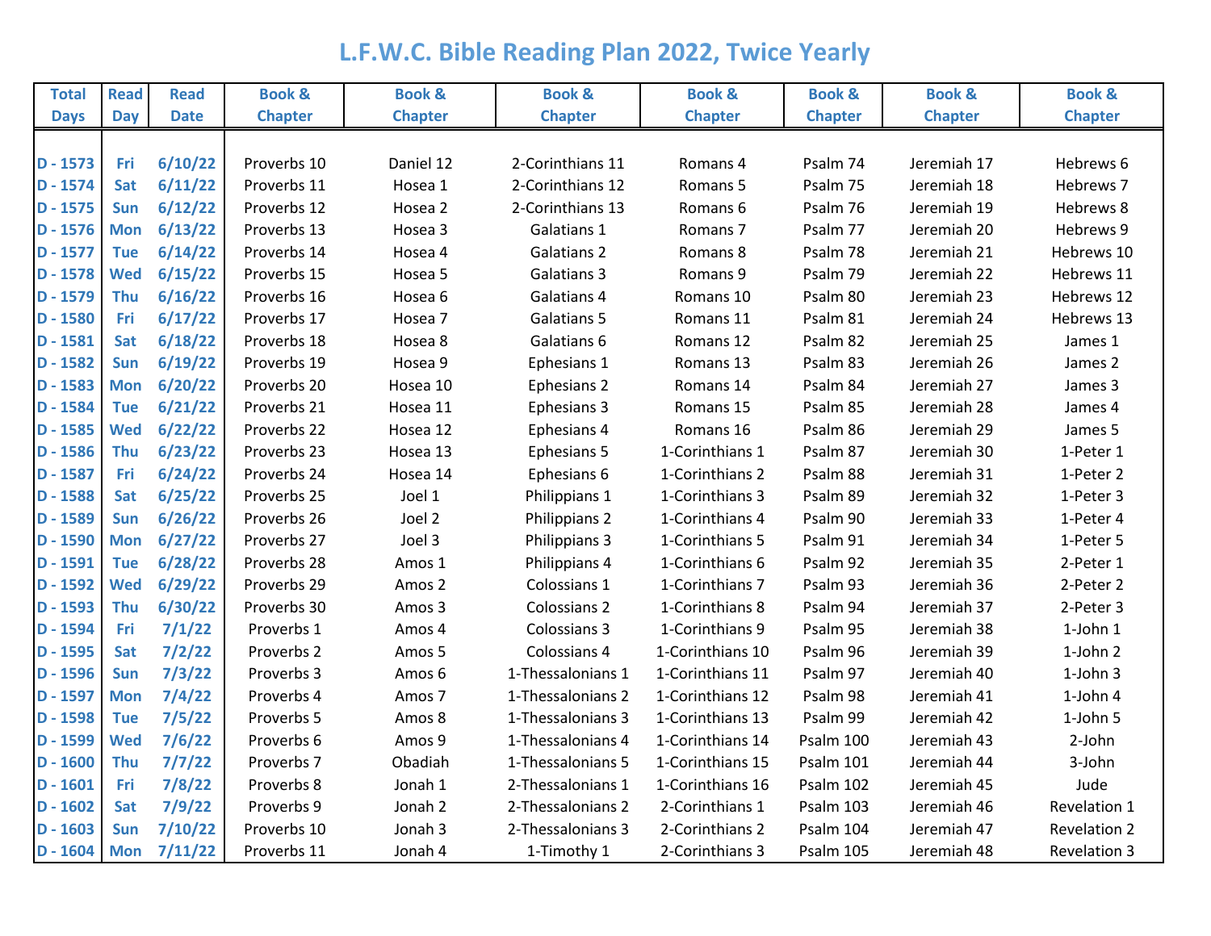# L.F.W.C. Bible Reading Plan 2022, Twice Yearly

| Total Days | Read Day | Read Date | Book & Chapter | Book & Chapter | Book & Chapter | Book & Chapter | Book & Chapter | Book & Chapter | Book & Chapter |
|---|---|---|---|---|---|---|---|---|---|
| D - 1573 | Fri | 6/10/22 | Proverbs 10 | Daniel 12 | 2-Corinthians 11 | Romans 4 | Psalm 74 | Jeremiah 17 | Hebrews 6 |
| D - 1574 | Sat | 6/11/22 | Proverbs 11 | Hosea 1 | 2-Corinthians 12 | Romans 5 | Psalm 75 | Jeremiah 18 | Hebrews 7 |
| D - 1575 | Sun | 6/12/22 | Proverbs 12 | Hosea 2 | 2-Corinthians 13 | Romans 6 | Psalm 76 | Jeremiah 19 | Hebrews 8 |
| D - 1576 | Mon | 6/13/22 | Proverbs 13 | Hosea 3 | Galatians 1 | Romans 7 | Psalm 77 | Jeremiah 20 | Hebrews 9 |
| D - 1577 | Tue | 6/14/22 | Proverbs 14 | Hosea 4 | Galatians 2 | Romans 8 | Psalm 78 | Jeremiah 21 | Hebrews 10 |
| D - 1578 | Wed | 6/15/22 | Proverbs 15 | Hosea 5 | Galatians 3 | Romans 9 | Psalm 79 | Jeremiah 22 | Hebrews 11 |
| D - 1579 | Thu | 6/16/22 | Proverbs 16 | Hosea 6 | Galatians 4 | Romans 10 | Psalm 80 | Jeremiah 23 | Hebrews 12 |
| D - 1580 | Fri | 6/17/22 | Proverbs 17 | Hosea 7 | Galatians 5 | Romans 11 | Psalm 81 | Jeremiah 24 | Hebrews 13 |
| D - 1581 | Sat | 6/18/22 | Proverbs 18 | Hosea 8 | Galatians 6 | Romans 12 | Psalm 82 | Jeremiah 25 | James 1 |
| D - 1582 | Sun | 6/19/22 | Proverbs 19 | Hosea 9 | Ephesians 1 | Romans 13 | Psalm 83 | Jeremiah 26 | James 2 |
| D - 1583 | Mon | 6/20/22 | Proverbs 20 | Hosea 10 | Ephesians 2 | Romans 14 | Psalm 84 | Jeremiah 27 | James 3 |
| D - 1584 | Tue | 6/21/22 | Proverbs 21 | Hosea 11 | Ephesians 3 | Romans 15 | Psalm 85 | Jeremiah 28 | James 4 |
| D - 1585 | Wed | 6/22/22 | Proverbs 22 | Hosea 12 | Ephesians 4 | Romans 16 | Psalm 86 | Jeremiah 29 | James 5 |
| D - 1586 | Thu | 6/23/22 | Proverbs 23 | Hosea 13 | Ephesians 5 | 1-Corinthians 1 | Psalm 87 | Jeremiah 30 | 1-Peter 1 |
| D - 1587 | Fri | 6/24/22 | Proverbs 24 | Hosea 14 | Ephesians 6 | 1-Corinthians 2 | Psalm 88 | Jeremiah 31 | 1-Peter 2 |
| D - 1588 | Sat | 6/25/22 | Proverbs 25 | Joel 1 | Philippians 1 | 1-Corinthians 3 | Psalm 89 | Jeremiah 32 | 1-Peter 3 |
| D - 1589 | Sun | 6/26/22 | Proverbs 26 | Joel 2 | Philippians 2 | 1-Corinthians 4 | Psalm 90 | Jeremiah 33 | 1-Peter 4 |
| D - 1590 | Mon | 6/27/22 | Proverbs 27 | Joel 3 | Philippians 3 | 1-Corinthians 5 | Psalm 91 | Jeremiah 34 | 1-Peter 5 |
| D - 1591 | Tue | 6/28/22 | Proverbs 28 | Amos 1 | Philippians 4 | 1-Corinthians 6 | Psalm 92 | Jeremiah 35 | 2-Peter 1 |
| D - 1592 | Wed | 6/29/22 | Proverbs 29 | Amos 2 | Colossians 1 | 1-Corinthians 7 | Psalm 93 | Jeremiah 36 | 2-Peter 2 |
| D - 1593 | Thu | 6/30/22 | Proverbs 30 | Amos 3 | Colossians 2 | 1-Corinthians 8 | Psalm 94 | Jeremiah 37 | 2-Peter 3 |
| D - 1594 | Fri | 7/1/22 | Proverbs 1 | Amos 4 | Colossians 3 | 1-Corinthians 9 | Psalm 95 | Jeremiah 38 | 1-John 1 |
| D - 1595 | Sat | 7/2/22 | Proverbs 2 | Amos 5 | Colossians 4 | 1-Corinthians 10 | Psalm 96 | Jeremiah 39 | 1-John 2 |
| D - 1596 | Sun | 7/3/22 | Proverbs 3 | Amos 6 | 1-Thessalonians 1 | 1-Corinthians 11 | Psalm 97 | Jeremiah 40 | 1-John 3 |
| D - 1597 | Mon | 7/4/22 | Proverbs 4 | Amos 7 | 1-Thessalonians 2 | 1-Corinthians 12 | Psalm 98 | Jeremiah 41 | 1-John 4 |
| D - 1598 | Tue | 7/5/22 | Proverbs 5 | Amos 8 | 1-Thessalonians 3 | 1-Corinthians 13 | Psalm 99 | Jeremiah 42 | 1-John 5 |
| D - 1599 | Wed | 7/6/22 | Proverbs 6 | Amos 9 | 1-Thessalonians 4 | 1-Corinthians 14 | Psalm 100 | Jeremiah 43 | 2-John |
| D - 1600 | Thu | 7/7/22 | Proverbs 7 | Obadiah | 1-Thessalonians 5 | 1-Corinthians 15 | Psalm 101 | Jeremiah 44 | 3-John |
| D - 1601 | Fri | 7/8/22 | Proverbs 8 | Jonah 1 | 2-Thessalonians 1 | 1-Corinthians 16 | Psalm 102 | Jeremiah 45 | Jude |
| D - 1602 | Sat | 7/9/22 | Proverbs 9 | Jonah 2 | 2-Thessalonians 2 | 2-Corinthians 1 | Psalm 103 | Jeremiah 46 | Revelation 1 |
| D - 1603 | Sun | 7/10/22 | Proverbs 10 | Jonah 3 | 2-Thessalonians 3 | 2-Corinthians 2 | Psalm 104 | Jeremiah 47 | Revelation 2 |
| D - 1604 | Mon | 7/11/22 | Proverbs 11 | Jonah 4 | 1-Timothy 1 | 2-Corinthians 3 | Psalm 105 | Jeremiah 48 | Revelation 3 |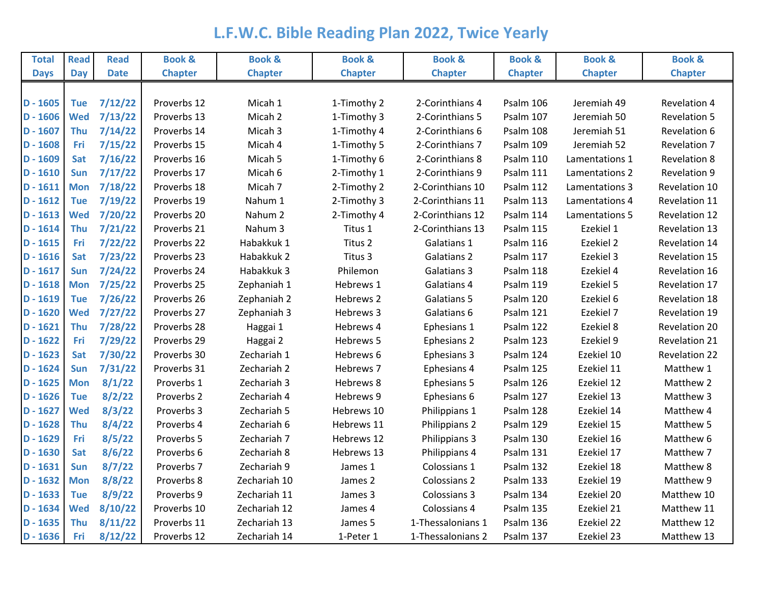# L.F.W.C. Bible Reading Plan 2022, Twice Yearly

| Total Days | Read Day | Read Date | Book & Chapter | Book & Chapter | Book & Chapter | Book & Chapter | Book & Chapter | Book & Chapter | Book & Chapter |
|---|---|---|---|---|---|---|---|---|---|
| D - 1605 | Tue | 7/12/22 | Proverbs 12 | Micah 1 | 1-Timothy 2 | 2-Corinthians 4 | Psalm 106 | Jeremiah 49 | Revelation 4 |
| D - 1606 | Wed | 7/13/22 | Proverbs 13 | Micah 2 | 1-Timothy 3 | 2-Corinthians 5 | Psalm 107 | Jeremiah 50 | Revelation 5 |
| D - 1607 | Thu | 7/14/22 | Proverbs 14 | Micah 3 | 1-Timothy 4 | 2-Corinthians 6 | Psalm 108 | Jeremiah 51 | Revelation 6 |
| D - 1608 | Fri | 7/15/22 | Proverbs 15 | Micah 4 | 1-Timothy 5 | 2-Corinthians 7 | Psalm 109 | Jeremiah 52 | Revelation 7 |
| D - 1609 | Sat | 7/16/22 | Proverbs 16 | Micah 5 | 1-Timothy 6 | 2-Corinthians 8 | Psalm 110 | Lamentations 1 | Revelation 8 |
| D - 1610 | Sun | 7/17/22 | Proverbs 17 | Micah 6 | 2-Timothy 1 | 2-Corinthians 9 | Psalm 111 | Lamentations 2 | Revelation 9 |
| D - 1611 | Mon | 7/18/22 | Proverbs 18 | Micah 7 | 2-Timothy 2 | 2-Corinthians 10 | Psalm 112 | Lamentations 3 | Revelation 10 |
| D - 1612 | Tue | 7/19/22 | Proverbs 19 | Nahum 1 | 2-Timothy 3 | 2-Corinthians 11 | Psalm 113 | Lamentations 4 | Revelation 11 |
| D - 1613 | Wed | 7/20/22 | Proverbs 20 | Nahum 2 | 2-Timothy 4 | 2-Corinthians 12 | Psalm 114 | Lamentations 5 | Revelation 12 |
| D - 1614 | Thu | 7/21/22 | Proverbs 21 | Nahum 3 | Titus 1 | 2-Corinthians 13 | Psalm 115 | Ezekiel 1 | Revelation 13 |
| D - 1615 | Fri | 7/22/22 | Proverbs 22 | Habakkuk 1 | Titus 2 | Galatians 1 | Psalm 116 | Ezekiel 2 | Revelation 14 |
| D - 1616 | Sat | 7/23/22 | Proverbs 23 | Habakkuk 2 | Titus 3 | Galatians 2 | Psalm 117 | Ezekiel 3 | Revelation 15 |
| D - 1617 | Sun | 7/24/22 | Proverbs 24 | Habakkuk 3 | Philemon | Galatians 3 | Psalm 118 | Ezekiel 4 | Revelation 16 |
| D - 1618 | Mon | 7/25/22 | Proverbs 25 | Zephaniah 1 | Hebrews 1 | Galatians 4 | Psalm 119 | Ezekiel 5 | Revelation 17 |
| D - 1619 | Tue | 7/26/22 | Proverbs 26 | Zephaniah 2 | Hebrews 2 | Galatians 5 | Psalm 120 | Ezekiel 6 | Revelation 18 |
| D - 1620 | Wed | 7/27/22 | Proverbs 27 | Zephaniah 3 | Hebrews 3 | Galatians 6 | Psalm 121 | Ezekiel 7 | Revelation 19 |
| D - 1621 | Thu | 7/28/22 | Proverbs 28 | Haggai 1 | Hebrews 4 | Ephesians 1 | Psalm 122 | Ezekiel 8 | Revelation 20 |
| D - 1622 | Fri | 7/29/22 | Proverbs 29 | Haggai 2 | Hebrews 5 | Ephesians 2 | Psalm 123 | Ezekiel 9 | Revelation 21 |
| D - 1623 | Sat | 7/30/22 | Proverbs 30 | Zechariah 1 | Hebrews 6 | Ephesians 3 | Psalm 124 | Ezekiel 10 | Revelation 22 |
| D - 1624 | Sun | 7/31/22 | Proverbs 31 | Zechariah 2 | Hebrews 7 | Ephesians 4 | Psalm 125 | Ezekiel 11 | Matthew 1 |
| D - 1625 | Mon | 8/1/22 | Proverbs 1 | Zechariah 3 | Hebrews 8 | Ephesians 5 | Psalm 126 | Ezekiel 12 | Matthew 2 |
| D - 1626 | Tue | 8/2/22 | Proverbs 2 | Zechariah 4 | Hebrews 9 | Ephesians 6 | Psalm 127 | Ezekiel 13 | Matthew 3 |
| D - 1627 | Wed | 8/3/22 | Proverbs 3 | Zechariah 5 | Hebrews 10 | Philippians 1 | Psalm 128 | Ezekiel 14 | Matthew 4 |
| D - 1628 | Thu | 8/4/22 | Proverbs 4 | Zechariah 6 | Hebrews 11 | Philippians 2 | Psalm 129 | Ezekiel 15 | Matthew 5 |
| D - 1629 | Fri | 8/5/22 | Proverbs 5 | Zechariah 7 | Hebrews 12 | Philippians 3 | Psalm 130 | Ezekiel 16 | Matthew 6 |
| D - 1630 | Sat | 8/6/22 | Proverbs 6 | Zechariah 8 | Hebrews 13 | Philippians 4 | Psalm 131 | Ezekiel 17 | Matthew 7 |
| D - 1631 | Sun | 8/7/22 | Proverbs 7 | Zechariah 9 | James 1 | Colossians 1 | Psalm 132 | Ezekiel 18 | Matthew 8 |
| D - 1632 | Mon | 8/8/22 | Proverbs 8 | Zechariah 10 | James 2 | Colossians 2 | Psalm 133 | Ezekiel 19 | Matthew 9 |
| D - 1633 | Tue | 8/9/22 | Proverbs 9 | Zechariah 11 | James 3 | Colossians 3 | Psalm 134 | Ezekiel 20 | Matthew 10 |
| D - 1634 | Wed | 8/10/22 | Proverbs 10 | Zechariah 12 | James 4 | Colossians 4 | Psalm 135 | Ezekiel 21 | Matthew 11 |
| D - 1635 | Thu | 8/11/22 | Proverbs 11 | Zechariah 13 | James 5 | 1-Thessalonians 1 | Psalm 136 | Ezekiel 22 | Matthew 12 |
| D - 1636 | Fri | 8/12/22 | Proverbs 12 | Zechariah 14 | 1-Peter 1 | 1-Thessalonians 2 | Psalm 137 | Ezekiel 23 | Matthew 13 |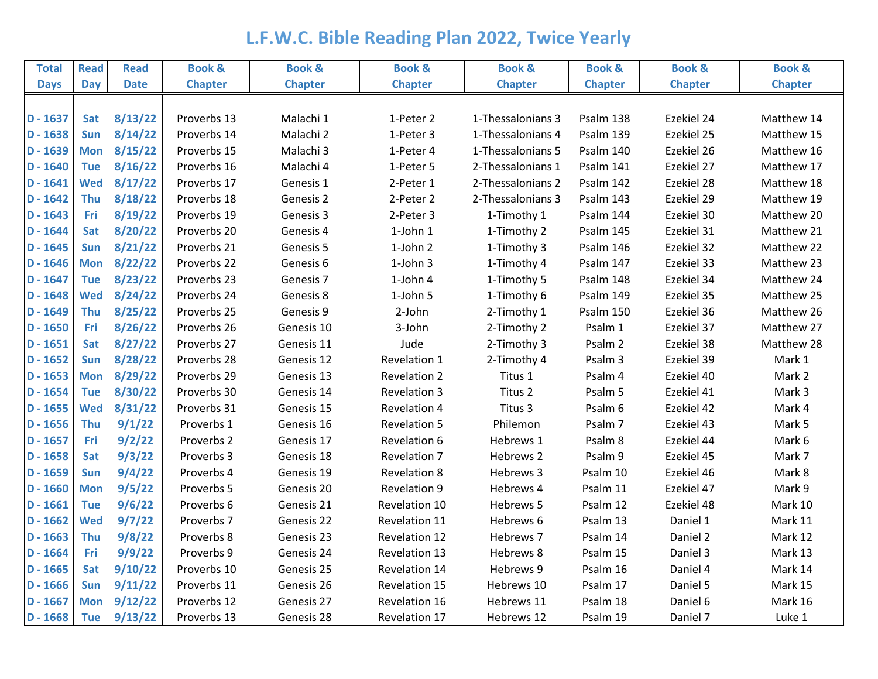# L.F.W.C. Bible Reading Plan 2022, Twice Yearly

| Total Days | Read Day | Read Date | Book & Chapter | Book & Chapter | Book & Chapter | Book & Chapter | Book & Chapter | Book & Chapter | Book & Chapter |
|---|---|---|---|---|---|---|---|---|---|
| D - 1637 | Sat | 8/13/22 | Proverbs 13 | Malachi 1 | 1-Peter 2 | 1-Thessalonians 3 | Psalm 138 | Ezekiel 24 | Matthew 14 |
| D - 1638 | Sun | 8/14/22 | Proverbs 14 | Malachi 2 | 1-Peter 3 | 1-Thessalonians 4 | Psalm 139 | Ezekiel 25 | Matthew 15 |
| D - 1639 | Mon | 8/15/22 | Proverbs 15 | Malachi 3 | 1-Peter 4 | 1-Thessalonians 5 | Psalm 140 | Ezekiel 26 | Matthew 16 |
| D - 1640 | Tue | 8/16/22 | Proverbs 16 | Malachi 4 | 1-Peter 5 | 2-Thessalonians 1 | Psalm 141 | Ezekiel 27 | Matthew 17 |
| D - 1641 | Wed | 8/17/22 | Proverbs 17 | Genesis 1 | 2-Peter 1 | 2-Thessalonians 2 | Psalm 142 | Ezekiel 28 | Matthew 18 |
| D - 1642 | Thu | 8/18/22 | Proverbs 18 | Genesis 2 | 2-Peter 2 | 2-Thessalonians 3 | Psalm 143 | Ezekiel 29 | Matthew 19 |
| D - 1643 | Fri | 8/19/22 | Proverbs 19 | Genesis 3 | 2-Peter 3 | 1-Timothy 1 | Psalm 144 | Ezekiel 30 | Matthew 20 |
| D - 1644 | Sat | 8/20/22 | Proverbs 20 | Genesis 4 | 1-John 1 | 1-Timothy 2 | Psalm 145 | Ezekiel 31 | Matthew 21 |
| D - 1645 | Sun | 8/21/22 | Proverbs 21 | Genesis 5 | 1-John 2 | 1-Timothy 3 | Psalm 146 | Ezekiel 32 | Matthew 22 |
| D - 1646 | Mon | 8/22/22 | Proverbs 22 | Genesis 6 | 1-John 3 | 1-Timothy 4 | Psalm 147 | Ezekiel 33 | Matthew 23 |
| D - 1647 | Tue | 8/23/22 | Proverbs 23 | Genesis 7 | 1-John 4 | 1-Timothy 5 | Psalm 148 | Ezekiel 34 | Matthew 24 |
| D - 1648 | Wed | 8/24/22 | Proverbs 24 | Genesis 8 | 1-John 5 | 1-Timothy 6 | Psalm 149 | Ezekiel 35 | Matthew 25 |
| D - 1649 | Thu | 8/25/22 | Proverbs 25 | Genesis 9 | 2-John | 2-Timothy 1 | Psalm 150 | Ezekiel 36 | Matthew 26 |
| D - 1650 | Fri | 8/26/22 | Proverbs 26 | Genesis 10 | 3-John | 2-Timothy 2 | Psalm 1 | Ezekiel 37 | Matthew 27 |
| D - 1651 | Sat | 8/27/22 | Proverbs 27 | Genesis 11 | Jude | 2-Timothy 3 | Psalm 2 | Ezekiel 38 | Matthew 28 |
| D - 1652 | Sun | 8/28/22 | Proverbs 28 | Genesis 12 | Revelation 1 | 2-Timothy 4 | Psalm 3 | Ezekiel 39 | Mark 1 |
| D - 1653 | Mon | 8/29/22 | Proverbs 29 | Genesis 13 | Revelation 2 | Titus 1 | Psalm 4 | Ezekiel 40 | Mark 2 |
| D - 1654 | Tue | 8/30/22 | Proverbs 30 | Genesis 14 | Revelation 3 | Titus 2 | Psalm 5 | Ezekiel 41 | Mark 3 |
| D - 1655 | Wed | 8/31/22 | Proverbs 31 | Genesis 15 | Revelation 4 | Titus 3 | Psalm 6 | Ezekiel 42 | Mark 4 |
| D - 1656 | Thu | 9/1/22 | Proverbs 1 | Genesis 16 | Revelation 5 | Philemon | Psalm 7 | Ezekiel 43 | Mark 5 |
| D - 1657 | Fri | 9/2/22 | Proverbs 2 | Genesis 17 | Revelation 6 | Hebrews 1 | Psalm 8 | Ezekiel 44 | Mark 6 |
| D - 1658 | Sat | 9/3/22 | Proverbs 3 | Genesis 18 | Revelation 7 | Hebrews 2 | Psalm 9 | Ezekiel 45 | Mark 7 |
| D - 1659 | Sun | 9/4/22 | Proverbs 4 | Genesis 19 | Revelation 8 | Hebrews 3 | Psalm 10 | Ezekiel 46 | Mark 8 |
| D - 1660 | Mon | 9/5/22 | Proverbs 5 | Genesis 20 | Revelation 9 | Hebrews 4 | Psalm 11 | Ezekiel 47 | Mark 9 |
| D - 1661 | Tue | 9/6/22 | Proverbs 6 | Genesis 21 | Revelation 10 | Hebrews 5 | Psalm 12 | Ezekiel 48 | Mark 10 |
| D - 1662 | Wed | 9/7/22 | Proverbs 7 | Genesis 22 | Revelation 11 | Hebrews 6 | Psalm 13 | Daniel 1 | Mark 11 |
| D - 1663 | Thu | 9/8/22 | Proverbs 8 | Genesis 23 | Revelation 12 | Hebrews 7 | Psalm 14 | Daniel 2 | Mark 12 |
| D - 1664 | Fri | 9/9/22 | Proverbs 9 | Genesis 24 | Revelation 13 | Hebrews 8 | Psalm 15 | Daniel 3 | Mark 13 |
| D - 1665 | Sat | 9/10/22 | Proverbs 10 | Genesis 25 | Revelation 14 | Hebrews 9 | Psalm 16 | Daniel 4 | Mark 14 |
| D - 1666 | Sun | 9/11/22 | Proverbs 11 | Genesis 26 | Revelation 15 | Hebrews 10 | Psalm 17 | Daniel 5 | Mark 15 |
| D - 1667 | Mon | 9/12/22 | Proverbs 12 | Genesis 27 | Revelation 16 | Hebrews 11 | Psalm 18 | Daniel 6 | Mark 16 |
| D - 1668 | Tue | 9/13/22 | Proverbs 13 | Genesis 28 | Revelation 17 | Hebrews 12 | Psalm 19 | Daniel 7 | Luke 1 |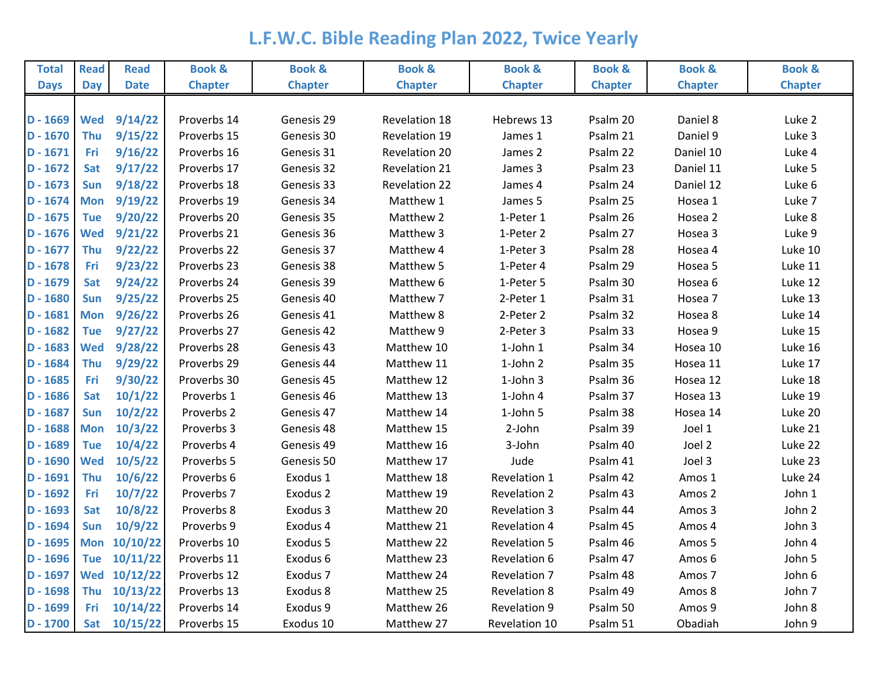# L.F.W.C. Bible Reading Plan 2022, Twice Yearly

| Total Days | Read Day | Read Date | Book & Chapter | Book & Chapter | Book & Chapter | Book & Chapter | Book & Chapter | Book & Chapter | Book & Chapter |
|---|---|---|---|---|---|---|---|---|---|
| D - 1669 | Wed | 9/14/22 | Proverbs 14 | Genesis 29 | Revelation 18 | Hebrews 13 | Psalm 20 | Daniel 8 | Luke 2 |
| D - 1670 | Thu | 9/15/22 | Proverbs 15 | Genesis 30 | Revelation 19 | James 1 | Psalm 21 | Daniel 9 | Luke 3 |
| D - 1671 | Fri | 9/16/22 | Proverbs 16 | Genesis 31 | Revelation 20 | James 2 | Psalm 22 | Daniel 10 | Luke 4 |
| D - 1672 | Sat | 9/17/22 | Proverbs 17 | Genesis 32 | Revelation 21 | James 3 | Psalm 23 | Daniel 11 | Luke 5 |
| D - 1673 | Sun | 9/18/22 | Proverbs 18 | Genesis 33 | Revelation 22 | James 4 | Psalm 24 | Daniel 12 | Luke 6 |
| D - 1674 | Mon | 9/19/22 | Proverbs 19 | Genesis 34 | Matthew 1 | James 5 | Psalm 25 | Hosea 1 | Luke 7 |
| D - 1675 | Tue | 9/20/22 | Proverbs 20 | Genesis 35 | Matthew 2 | 1-Peter 1 | Psalm 26 | Hosea 2 | Luke 8 |
| D - 1676 | Wed | 9/21/22 | Proverbs 21 | Genesis 36 | Matthew 3 | 1-Peter 2 | Psalm 27 | Hosea 3 | Luke 9 |
| D - 1677 | Thu | 9/22/22 | Proverbs 22 | Genesis 37 | Matthew 4 | 1-Peter 3 | Psalm 28 | Hosea 4 | Luke 10 |
| D - 1678 | Fri | 9/23/22 | Proverbs 23 | Genesis 38 | Matthew 5 | 1-Peter 4 | Psalm 29 | Hosea 5 | Luke 11 |
| D - 1679 | Sat | 9/24/22 | Proverbs 24 | Genesis 39 | Matthew 6 | 1-Peter 5 | Psalm 30 | Hosea 6 | Luke 12 |
| D - 1680 | Sun | 9/25/22 | Proverbs 25 | Genesis 40 | Matthew 7 | 2-Peter 1 | Psalm 31 | Hosea 7 | Luke 13 |
| D - 1681 | Mon | 9/26/22 | Proverbs 26 | Genesis 41 | Matthew 8 | 2-Peter 2 | Psalm 32 | Hosea 8 | Luke 14 |
| D - 1682 | Tue | 9/27/22 | Proverbs 27 | Genesis 42 | Matthew 9 | 2-Peter 3 | Psalm 33 | Hosea 9 | Luke 15 |
| D - 1683 | Wed | 9/28/22 | Proverbs 28 | Genesis 43 | Matthew 10 | 1-John 1 | Psalm 34 | Hosea 10 | Luke 16 |
| D - 1684 | Thu | 9/29/22 | Proverbs 29 | Genesis 44 | Matthew 11 | 1-John 2 | Psalm 35 | Hosea 11 | Luke 17 |
| D - 1685 | Fri | 9/30/22 | Proverbs 30 | Genesis 45 | Matthew 12 | 1-John 3 | Psalm 36 | Hosea 12 | Luke 18 |
| D - 1686 | Sat | 10/1/22 | Proverbs 1 | Genesis 46 | Matthew 13 | 1-John 4 | Psalm 37 | Hosea 13 | Luke 19 |
| D - 1687 | Sun | 10/2/22 | Proverbs 2 | Genesis 47 | Matthew 14 | 1-John 5 | Psalm 38 | Hosea 14 | Luke 20 |
| D - 1688 | Mon | 10/3/22 | Proverbs 3 | Genesis 48 | Matthew 15 | 2-John | Psalm 39 | Joel 1 | Luke 21 |
| D - 1689 | Tue | 10/4/22 | Proverbs 4 | Genesis 49 | Matthew 16 | 3-John | Psalm 40 | Joel 2 | Luke 22 |
| D - 1690 | Wed | 10/5/22 | Proverbs 5 | Genesis 50 | Matthew 17 | Jude | Psalm 41 | Joel 3 | Luke 23 |
| D - 1691 | Thu | 10/6/22 | Proverbs 6 | Exodus 1 | Matthew 18 | Revelation 1 | Psalm 42 | Amos 1 | Luke 24 |
| D - 1692 | Fri | 10/7/22 | Proverbs 7 | Exodus 2 | Matthew 19 | Revelation 2 | Psalm 43 | Amos 2 | John 1 |
| D - 1693 | Sat | 10/8/22 | Proverbs 8 | Exodus 3 | Matthew 20 | Revelation 3 | Psalm 44 | Amos 3 | John 2 |
| D - 1694 | Sun | 10/9/22 | Proverbs 9 | Exodus 4 | Matthew 21 | Revelation 4 | Psalm 45 | Amos 4 | John 3 |
| D - 1695 | Mon | 10/10/22 | Proverbs 10 | Exodus 5 | Matthew 22 | Revelation 5 | Psalm 46 | Amos 5 | John 4 |
| D - 1696 | Tue | 10/11/22 | Proverbs 11 | Exodus 6 | Matthew 23 | Revelation 6 | Psalm 47 | Amos 6 | John 5 |
| D - 1697 | Wed | 10/12/22 | Proverbs 12 | Exodus 7 | Matthew 24 | Revelation 7 | Psalm 48 | Amos 7 | John 6 |
| D - 1698 | Thu | 10/13/22 | Proverbs 13 | Exodus 8 | Matthew 25 | Revelation 8 | Psalm 49 | Amos 8 | John 7 |
| D - 1699 | Fri | 10/14/22 | Proverbs 14 | Exodus 9 | Matthew 26 | Revelation 9 | Psalm 50 | Amos 9 | John 8 |
| D - 1700 | Sat | 10/15/22 | Proverbs 15 | Exodus 10 | Matthew 27 | Revelation 10 | Psalm 51 | Obadiah | John 9 |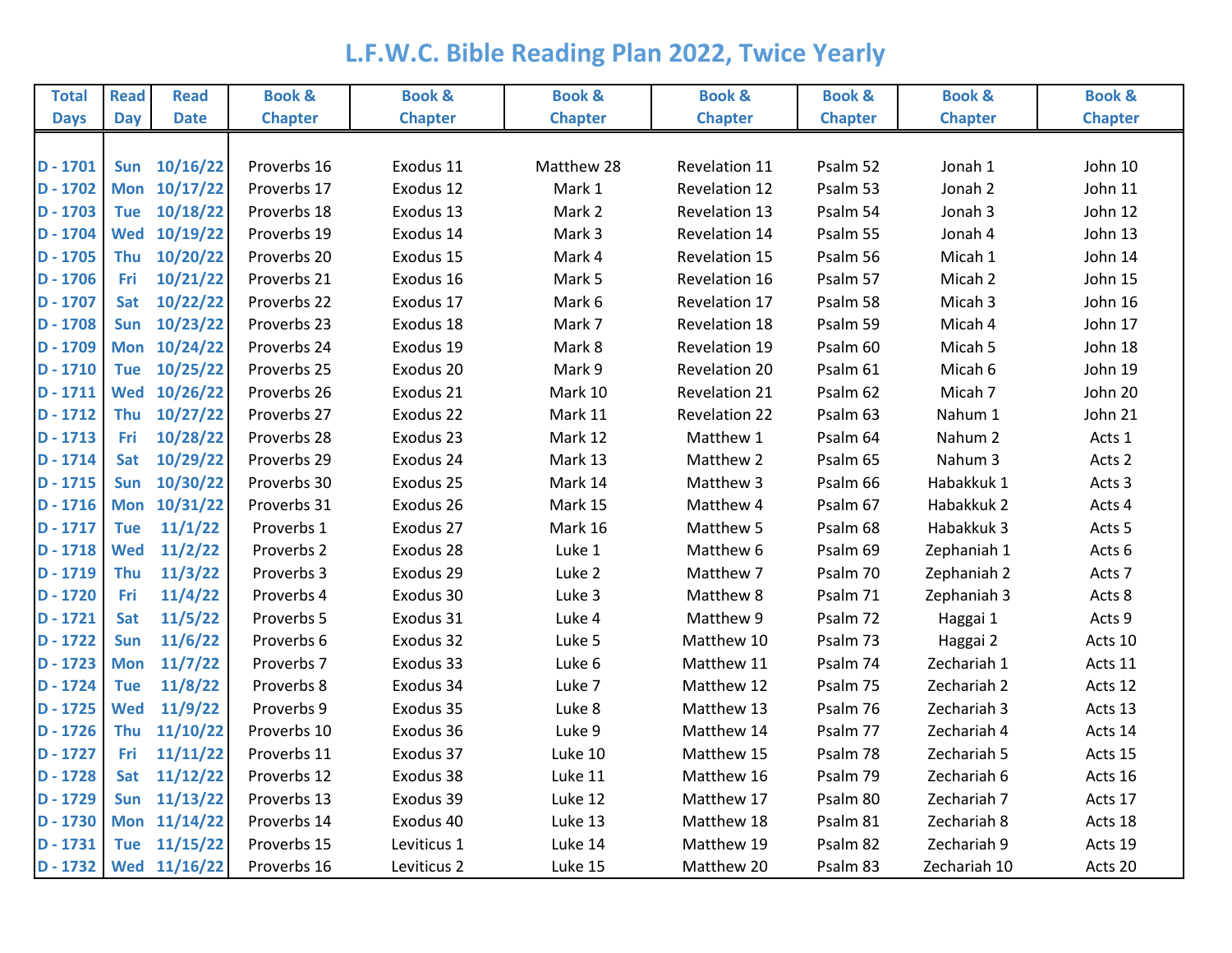# L.F.W.C. Bible Reading Plan 2022, Twice Yearly

| Total Days | Read Day | Read Date | Book & Chapter | Book & Chapter | Book & Chapter | Book & Chapter | Book & Chapter | Book & Chapter | Book & Chapter |
|---|---|---|---|---|---|---|---|---|---|
| D - 1701 | Sun | 10/16/22 | Proverbs 16 | Exodus 11 | Matthew 28 | Revelation 11 | Psalm 52 | Jonah 1 | John 10 |
| D - 1702 | Mon | 10/17/22 | Proverbs 17 | Exodus 12 | Mark 1 | Revelation 12 | Psalm 53 | Jonah 2 | John 11 |
| D - 1703 | Tue | 10/18/22 | Proverbs 18 | Exodus 13 | Mark 2 | Revelation 13 | Psalm 54 | Jonah 3 | John 12 |
| D - 1704 | Wed | 10/19/22 | Proverbs 19 | Exodus 14 | Mark 3 | Revelation 14 | Psalm 55 | Jonah 4 | John 13 |
| D - 1705 | Thu | 10/20/22 | Proverbs 20 | Exodus 15 | Mark 4 | Revelation 15 | Psalm 56 | Micah 1 | John 14 |
| D - 1706 | Fri | 10/21/22 | Proverbs 21 | Exodus 16 | Mark 5 | Revelation 16 | Psalm 57 | Micah 2 | John 15 |
| D - 1707 | Sat | 10/22/22 | Proverbs 22 | Exodus 17 | Mark 6 | Revelation 17 | Psalm 58 | Micah 3 | John 16 |
| D - 1708 | Sun | 10/23/22 | Proverbs 23 | Exodus 18 | Mark 7 | Revelation 18 | Psalm 59 | Micah 4 | John 17 |
| D - 1709 | Mon | 10/24/22 | Proverbs 24 | Exodus 19 | Mark 8 | Revelation 19 | Psalm 60 | Micah 5 | John 18 |
| D - 1710 | Tue | 10/25/22 | Proverbs 25 | Exodus 20 | Mark 9 | Revelation 20 | Psalm 61 | Micah 6 | John 19 |
| D - 1711 | Wed | 10/26/22 | Proverbs 26 | Exodus 21 | Mark 10 | Revelation 21 | Psalm 62 | Micah 7 | John 20 |
| D - 1712 | Thu | 10/27/22 | Proverbs 27 | Exodus 22 | Mark 11 | Revelation 22 | Psalm 63 | Nahum 1 | John 21 |
| D - 1713 | Fri | 10/28/22 | Proverbs 28 | Exodus 23 | Mark 12 | Matthew 1 | Psalm 64 | Nahum 2 | Acts 1 |
| D - 1714 | Sat | 10/29/22 | Proverbs 29 | Exodus 24 | Mark 13 | Matthew 2 | Psalm 65 | Nahum 3 | Acts 2 |
| D - 1715 | Sun | 10/30/22 | Proverbs 30 | Exodus 25 | Mark 14 | Matthew 3 | Psalm 66 | Habakkuk 1 | Acts 3 |
| D - 1716 | Mon | 10/31/22 | Proverbs 31 | Exodus 26 | Mark 15 | Matthew 4 | Psalm 67 | Habakkuk 2 | Acts 4 |
| D - 1717 | Tue | 11/1/22 | Proverbs 1 | Exodus 27 | Mark 16 | Matthew 5 | Psalm 68 | Habakkuk 3 | Acts 5 |
| D - 1718 | Wed | 11/2/22 | Proverbs 2 | Exodus 28 | Luke 1 | Matthew 6 | Psalm 69 | Zephaniah 1 | Acts 6 |
| D - 1719 | Thu | 11/3/22 | Proverbs 3 | Exodus 29 | Luke 2 | Matthew 7 | Psalm 70 | Zephaniah 2 | Acts 7 |
| D - 1720 | Fri | 11/4/22 | Proverbs 4 | Exodus 30 | Luke 3 | Matthew 8 | Psalm 71 | Zephaniah 3 | Acts 8 |
| D - 1721 | Sat | 11/5/22 | Proverbs 5 | Exodus 31 | Luke 4 | Matthew 9 | Psalm 72 | Haggai 1 | Acts 9 |
| D - 1722 | Sun | 11/6/22 | Proverbs 6 | Exodus 32 | Luke 5 | Matthew 10 | Psalm 73 | Haggai 2 | Acts 10 |
| D - 1723 | Mon | 11/7/22 | Proverbs 7 | Exodus 33 | Luke 6 | Matthew 11 | Psalm 74 | Zechariah 1 | Acts 11 |
| D - 1724 | Tue | 11/8/22 | Proverbs 8 | Exodus 34 | Luke 7 | Matthew 12 | Psalm 75 | Zechariah 2 | Acts 12 |
| D - 1725 | Wed | 11/9/22 | Proverbs 9 | Exodus 35 | Luke 8 | Matthew 13 | Psalm 76 | Zechariah 3 | Acts 13 |
| D - 1726 | Thu | 11/10/22 | Proverbs 10 | Exodus 36 | Luke 9 | Matthew 14 | Psalm 77 | Zechariah 4 | Acts 14 |
| D - 1727 | Fri | 11/11/22 | Proverbs 11 | Exodus 37 | Luke 10 | Matthew 15 | Psalm 78 | Zechariah 5 | Acts 15 |
| D - 1728 | Sat | 11/12/22 | Proverbs 12 | Exodus 38 | Luke 11 | Matthew 16 | Psalm 79 | Zechariah 6 | Acts 16 |
| D - 1729 | Sun | 11/13/22 | Proverbs 13 | Exodus 39 | Luke 12 | Matthew 17 | Psalm 80 | Zechariah 7 | Acts 17 |
| D - 1730 | Mon | 11/14/22 | Proverbs 14 | Exodus 40 | Luke 13 | Matthew 18 | Psalm 81 | Zechariah 8 | Acts 18 |
| D - 1731 | Tue | 11/15/22 | Proverbs 15 | Leviticus 1 | Luke 14 | Matthew 19 | Psalm 82 | Zechariah 9 | Acts 19 |
| D - 1732 | Wed | 11/16/22 | Proverbs 16 | Leviticus 2 | Luke 15 | Matthew 20 | Psalm 83 | Zechariah 10 | Acts 20 |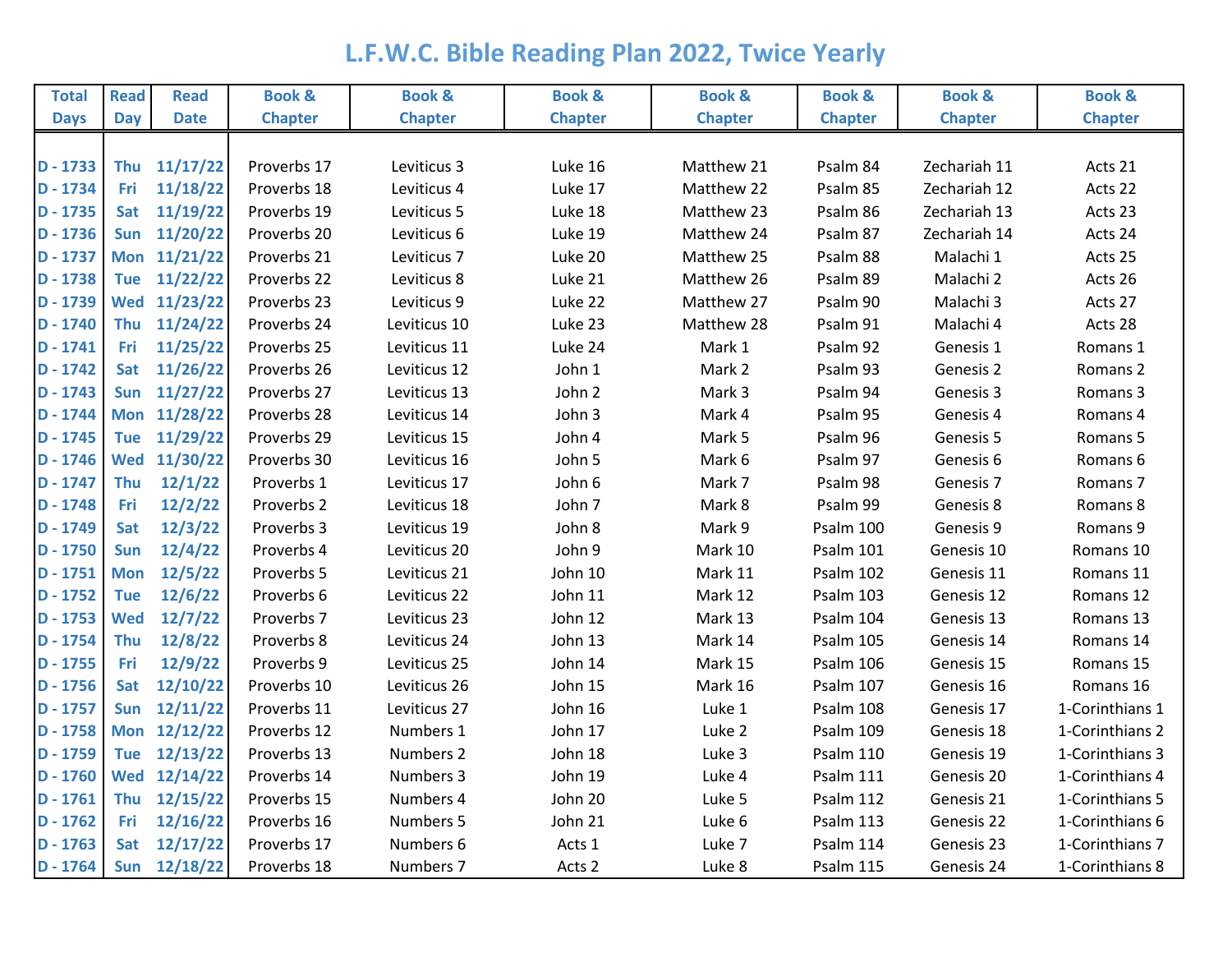# L.F.W.C. Bible Reading Plan 2022, Twice Yearly

| Total Days | Read Day | Read Date | Book & Chapter | Book & Chapter | Book & Chapter | Book & Chapter | Book & Chapter | Book & Chapter | Book & Chapter |
|---|---|---|---|---|---|---|---|---|---|
| D - 1733 | Thu | 11/17/22 | Proverbs 17 | Leviticus 3 | Luke 16 | Matthew 21 | Psalm 84 | Zechariah 11 | Acts 21 |
| D - 1734 | Fri | 11/18/22 | Proverbs 18 | Leviticus 4 | Luke 17 | Matthew 22 | Psalm 85 | Zechariah 12 | Acts 22 |
| D - 1735 | Sat | 11/19/22 | Proverbs 19 | Leviticus 5 | Luke 18 | Matthew 23 | Psalm 86 | Zechariah 13 | Acts 23 |
| D - 1736 | Sun | 11/20/22 | Proverbs 20 | Leviticus 6 | Luke 19 | Matthew 24 | Psalm 87 | Zechariah 14 | Acts 24 |
| D - 1737 | Mon | 11/21/22 | Proverbs 21 | Leviticus 7 | Luke 20 | Matthew 25 | Psalm 88 | Malachi 1 | Acts 25 |
| D - 1738 | Tue | 11/22/22 | Proverbs 22 | Leviticus 8 | Luke 21 | Matthew 26 | Psalm 89 | Malachi 2 | Acts 26 |
| D - 1739 | Wed | 11/23/22 | Proverbs 23 | Leviticus 9 | Luke 22 | Matthew 27 | Psalm 90 | Malachi 3 | Acts 27 |
| D - 1740 | Thu | 11/24/22 | Proverbs 24 | Leviticus 10 | Luke 23 | Matthew 28 | Psalm 91 | Malachi 4 | Acts 28 |
| D - 1741 | Fri | 11/25/22 | Proverbs 25 | Leviticus 11 | Luke 24 | Mark 1 | Psalm 92 | Genesis 1 | Romans 1 |
| D - 1742 | Sat | 11/26/22 | Proverbs 26 | Leviticus 12 | John 1 | Mark 2 | Psalm 93 | Genesis 2 | Romans 2 |
| D - 1743 | Sun | 11/27/22 | Proverbs 27 | Leviticus 13 | John 2 | Mark 3 | Psalm 94 | Genesis 3 | Romans 3 |
| D - 1744 | Mon | 11/28/22 | Proverbs 28 | Leviticus 14 | John 3 | Mark 4 | Psalm 95 | Genesis 4 | Romans 4 |
| D - 1745 | Tue | 11/29/22 | Proverbs 29 | Leviticus 15 | John 4 | Mark 5 | Psalm 96 | Genesis 5 | Romans 5 |
| D - 1746 | Wed | 11/30/22 | Proverbs 30 | Leviticus 16 | John 5 | Mark 6 | Psalm 97 | Genesis 6 | Romans 6 |
| D - 1747 | Thu | 12/1/22 | Proverbs 1 | Leviticus 17 | John 6 | Mark 7 | Psalm 98 | Genesis 7 | Romans 7 |
| D - 1748 | Fri | 12/2/22 | Proverbs 2 | Leviticus 18 | John 7 | Mark 8 | Psalm 99 | Genesis 8 | Romans 8 |
| D - 1749 | Sat | 12/3/22 | Proverbs 3 | Leviticus 19 | John 8 | Mark 9 | Psalm 100 | Genesis 9 | Romans 9 |
| D - 1750 | Sun | 12/4/22 | Proverbs 4 | Leviticus 20 | John 9 | Mark 10 | Psalm 101 | Genesis 10 | Romans 10 |
| D - 1751 | Mon | 12/5/22 | Proverbs 5 | Leviticus 21 | John 10 | Mark 11 | Psalm 102 | Genesis 11 | Romans 11 |
| D - 1752 | Tue | 12/6/22 | Proverbs 6 | Leviticus 22 | John 11 | Mark 12 | Psalm 103 | Genesis 12 | Romans 12 |
| D - 1753 | Wed | 12/7/22 | Proverbs 7 | Leviticus 23 | John 12 | Mark 13 | Psalm 104 | Genesis 13 | Romans 13 |
| D - 1754 | Thu | 12/8/22 | Proverbs 8 | Leviticus 24 | John 13 | Mark 14 | Psalm 105 | Genesis 14 | Romans 14 |
| D - 1755 | Fri | 12/9/22 | Proverbs 9 | Leviticus 25 | John 14 | Mark 15 | Psalm 106 | Genesis 15 | Romans 15 |
| D - 1756 | Sat | 12/10/22 | Proverbs 10 | Leviticus 26 | John 15 | Mark 16 | Psalm 107 | Genesis 16 | Romans 16 |
| D - 1757 | Sun | 12/11/22 | Proverbs 11 | Leviticus 27 | John 16 | Luke 1 | Psalm 108 | Genesis 17 | 1-Corinthians 1 |
| D - 1758 | Mon | 12/12/22 | Proverbs 12 | Numbers 1 | John 17 | Luke 2 | Psalm 109 | Genesis 18 | 1-Corinthians 2 |
| D - 1759 | Tue | 12/13/22 | Proverbs 13 | Numbers 2 | John 18 | Luke 3 | Psalm 110 | Genesis 19 | 1-Corinthians 3 |
| D - 1760 | Wed | 12/14/22 | Proverbs 14 | Numbers 3 | John 19 | Luke 4 | Psalm 111 | Genesis 20 | 1-Corinthians 4 |
| D - 1761 | Thu | 12/15/22 | Proverbs 15 | Numbers 4 | John 20 | Luke 5 | Psalm 112 | Genesis 21 | 1-Corinthians 5 |
| D - 1762 | Fri | 12/16/22 | Proverbs 16 | Numbers 5 | John 21 | Luke 6 | Psalm 113 | Genesis 22 | 1-Corinthians 6 |
| D - 1763 | Sat | 12/17/22 | Proverbs 17 | Numbers 6 | Acts 1 | Luke 7 | Psalm 114 | Genesis 23 | 1-Corinthians 7 |
| D - 1764 | Sun | 12/18/22 | Proverbs 18 | Numbers 7 | Acts 2 | Luke 8 | Psalm 115 | Genesis 24 | 1-Corinthians 8 |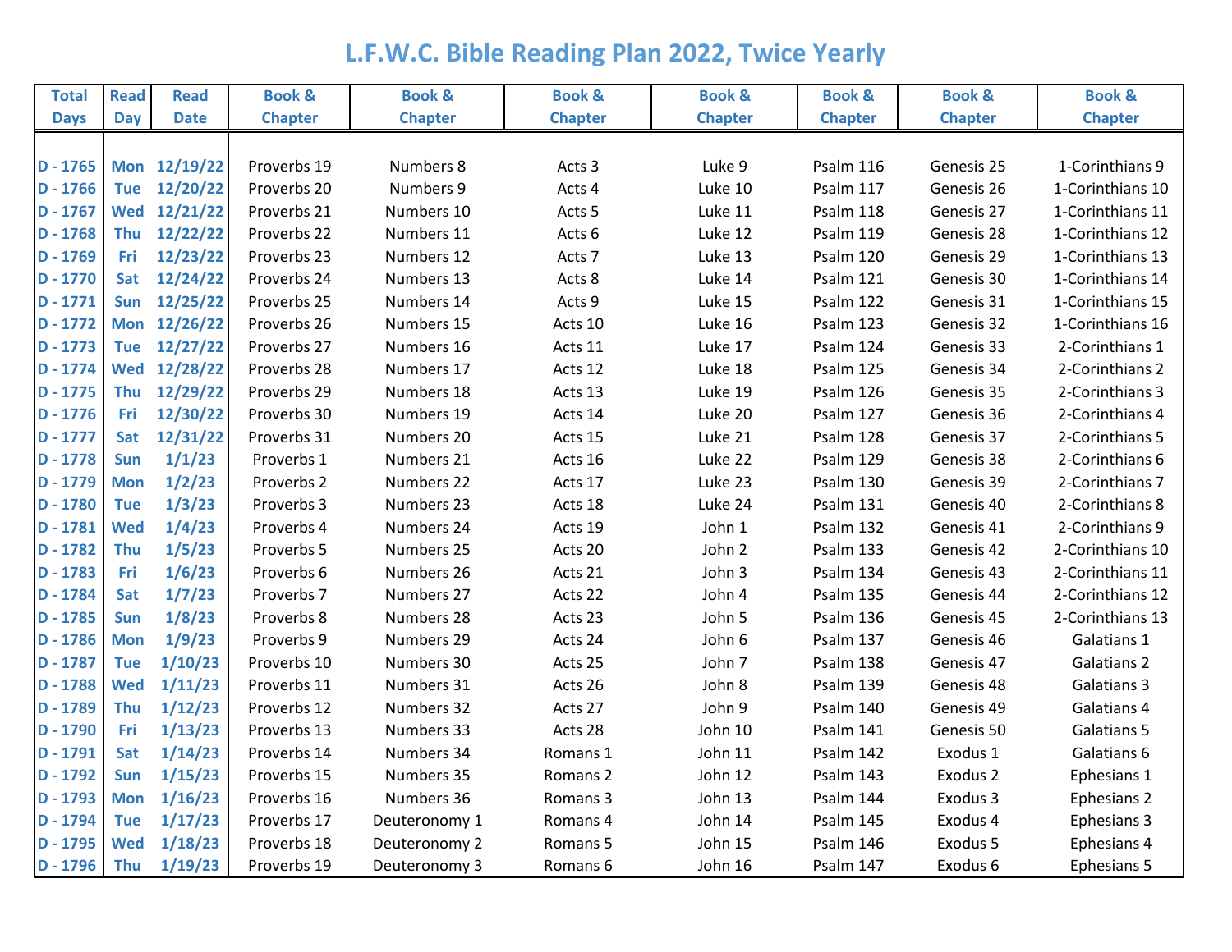# L.F.W.C. Bible Reading Plan 2022, Twice Yearly

| Total Days | Read Day | Read Date | Book & Chapter | Book & Chapter | Book & Chapter | Book & Chapter | Book & Chapter | Book & Chapter | Book & Chapter |
|---|---|---|---|---|---|---|---|---|---|
| D - 1765 | Mon | 12/19/22 | Proverbs 19 | Numbers 8 | Acts 3 | Luke 9 | Psalm 116 | Genesis 25 | 1-Corinthians 9 |
| D - 1766 | Tue | 12/20/22 | Proverbs 20 | Numbers 9 | Acts 4 | Luke 10 | Psalm 117 | Genesis 26 | 1-Corinthians 10 |
| D - 1767 | Wed | 12/21/22 | Proverbs 21 | Numbers 10 | Acts 5 | Luke 11 | Psalm 118 | Genesis 27 | 1-Corinthians 11 |
| D - 1768 | Thu | 12/22/22 | Proverbs 22 | Numbers 11 | Acts 6 | Luke 12 | Psalm 119 | Genesis 28 | 1-Corinthians 12 |
| D - 1769 | Fri | 12/23/22 | Proverbs 23 | Numbers 12 | Acts 7 | Luke 13 | Psalm 120 | Genesis 29 | 1-Corinthians 13 |
| D - 1770 | Sat | 12/24/22 | Proverbs 24 | Numbers 13 | Acts 8 | Luke 14 | Psalm 121 | Genesis 30 | 1-Corinthians 14 |
| D - 1771 | Sun | 12/25/22 | Proverbs 25 | Numbers 14 | Acts 9 | Luke 15 | Psalm 122 | Genesis 31 | 1-Corinthians 15 |
| D - 1772 | Mon | 12/26/22 | Proverbs 26 | Numbers 15 | Acts 10 | Luke 16 | Psalm 123 | Genesis 32 | 1-Corinthians 16 |
| D - 1773 | Tue | 12/27/22 | Proverbs 27 | Numbers 16 | Acts 11 | Luke 17 | Psalm 124 | Genesis 33 | 2-Corinthians 1 |
| D - 1774 | Wed | 12/28/22 | Proverbs 28 | Numbers 17 | Acts 12 | Luke 18 | Psalm 125 | Genesis 34 | 2-Corinthians 2 |
| D - 1775 | Thu | 12/29/22 | Proverbs 29 | Numbers 18 | Acts 13 | Luke 19 | Psalm 126 | Genesis 35 | 2-Corinthians 3 |
| D - 1776 | Fri | 12/30/22 | Proverbs 30 | Numbers 19 | Acts 14 | Luke 20 | Psalm 127 | Genesis 36 | 2-Corinthians 4 |
| D - 1777 | Sat | 12/31/22 | Proverbs 31 | Numbers 20 | Acts 15 | Luke 21 | Psalm 128 | Genesis 37 | 2-Corinthians 5 |
| D - 1778 | Sun | 1/1/23 | Proverbs 1 | Numbers 21 | Acts 16 | Luke 22 | Psalm 129 | Genesis 38 | 2-Corinthians 6 |
| D - 1779 | Mon | 1/2/23 | Proverbs 2 | Numbers 22 | Acts 17 | Luke 23 | Psalm 130 | Genesis 39 | 2-Corinthians 7 |
| D - 1780 | Tue | 1/3/23 | Proverbs 3 | Numbers 23 | Acts 18 | Luke 24 | Psalm 131 | Genesis 40 | 2-Corinthians 8 |
| D - 1781 | Wed | 1/4/23 | Proverbs 4 | Numbers 24 | Acts 19 | John 1 | Psalm 132 | Genesis 41 | 2-Corinthians 9 |
| D - 1782 | Thu | 1/5/23 | Proverbs 5 | Numbers 25 | Acts 20 | John 2 | Psalm 133 | Genesis 42 | 2-Corinthians 10 |
| D - 1783 | Fri | 1/6/23 | Proverbs 6 | Numbers 26 | Acts 21 | John 3 | Psalm 134 | Genesis 43 | 2-Corinthians 11 |
| D - 1784 | Sat | 1/7/23 | Proverbs 7 | Numbers 27 | Acts 22 | John 4 | Psalm 135 | Genesis 44 | 2-Corinthians 12 |
| D - 1785 | Sun | 1/8/23 | Proverbs 8 | Numbers 28 | Acts 23 | John 5 | Psalm 136 | Genesis 45 | 2-Corinthians 13 |
| D - 1786 | Mon | 1/9/23 | Proverbs 9 | Numbers 29 | Acts 24 | John 6 | Psalm 137 | Genesis 46 | Galatians 1 |
| D - 1787 | Tue | 1/10/23 | Proverbs 10 | Numbers 30 | Acts 25 | John 7 | Psalm 138 | Genesis 47 | Galatians 2 |
| D - 1788 | Wed | 1/11/23 | Proverbs 11 | Numbers 31 | Acts 26 | John 8 | Psalm 139 | Genesis 48 | Galatians 3 |
| D - 1789 | Thu | 1/12/23 | Proverbs 12 | Numbers 32 | Acts 27 | John 9 | Psalm 140 | Genesis 49 | Galatians 4 |
| D - 1790 | Fri | 1/13/23 | Proverbs 13 | Numbers 33 | Acts 28 | John 10 | Psalm 141 | Genesis 50 | Galatians 5 |
| D - 1791 | Sat | 1/14/23 | Proverbs 14 | Numbers 34 | Romans 1 | John 11 | Psalm 142 | Exodus 1 | Galatians 6 |
| D - 1792 | Sun | 1/15/23 | Proverbs 15 | Numbers 35 | Romans 2 | John 12 | Psalm 143 | Exodus 2 | Ephesians 1 |
| D - 1793 | Mon | 1/16/23 | Proverbs 16 | Numbers 36 | Romans 3 | John 13 | Psalm 144 | Exodus 3 | Ephesians 2 |
| D - 1794 | Tue | 1/17/23 | Proverbs 17 | Deuteronomy 1 | Romans 4 | John 14 | Psalm 145 | Exodus 4 | Ephesians 3 |
| D - 1795 | Wed | 1/18/23 | Proverbs 18 | Deuteronomy 2 | Romans 5 | John 15 | Psalm 146 | Exodus 5 | Ephesians 4 |
| D - 1796 | Thu | 1/19/23 | Proverbs 19 | Deuteronomy 3 | Romans 6 | John 16 | Psalm 147 | Exodus 6 | Ephesians 5 |